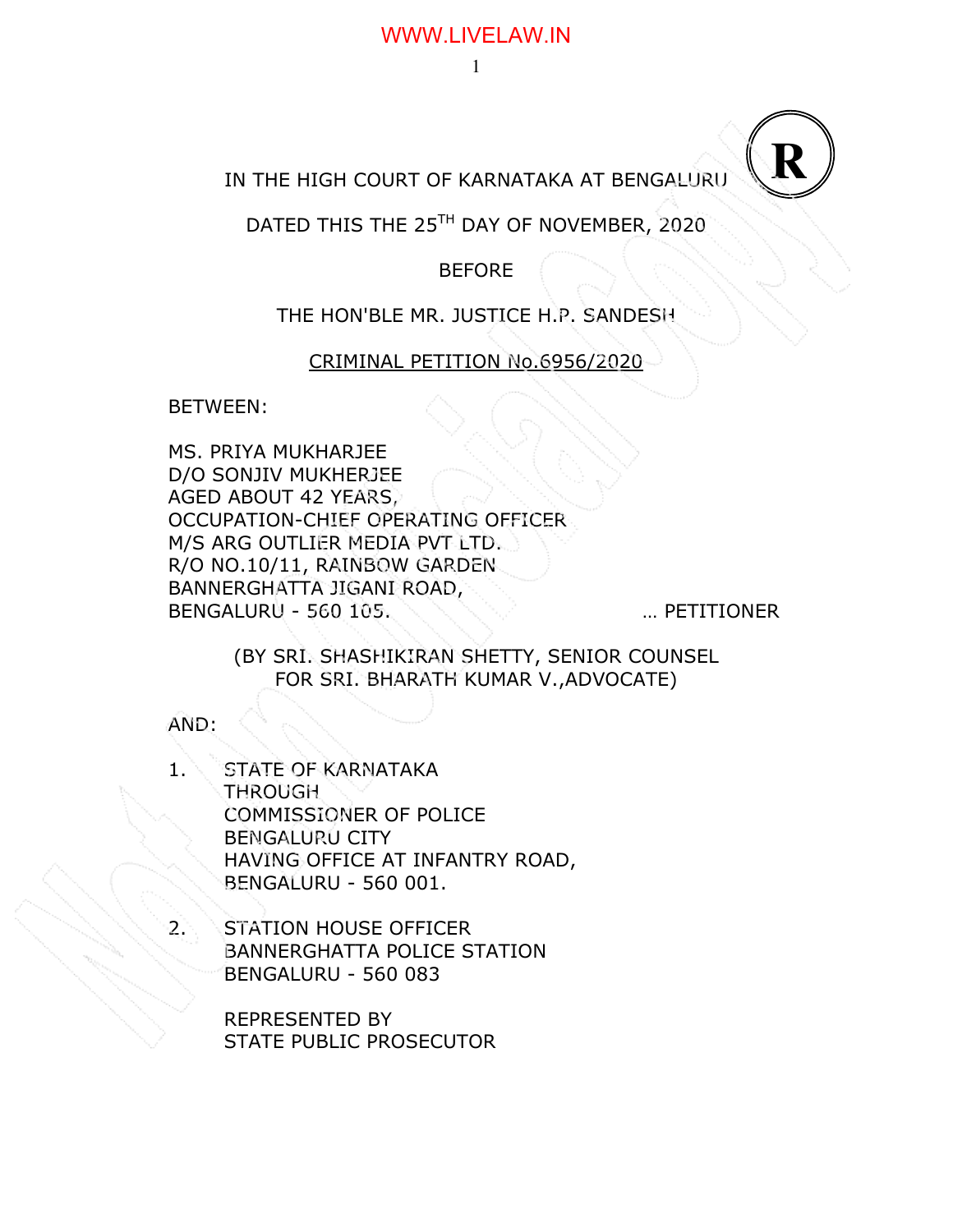IN THE HIGH COURT OF KARNATAKA AT BENGALURU

DATED THIS THE 25TH DAY OF NOVEMBER, 2020

BEFORE

THE HON'BLE MR. JUSTICE H.P. SANDESH

CRIMINAL PETITION No.6956/2020

BETWEEN:

MS. PRIYA MUKHARJEE
D/O SONJIV MUKHERJEE
AGED ABOUT 42 YEARS,
OCCUPATION-CHIEF OPERATING OFFICER
M/S ARG OUTLIER MEDIA PVT LTD.
R/O NO.10/11, RAINBOW GARDEN
BANNERGHATTA JIGANI ROAD,
BENGALURU - 560 105. … PETITIONER

(BY SRI. SHASHIKIRAN SHETTY, SENIOR COUNSEL
FOR SRI. BHARATH KUMAR V.,ADVOCATE)

AND:

1. STATE OF KARNATAKA
   THROUGH
   COMMISSIONER OF POLICE
   BENGALURU CITY
   HAVING OFFICE AT INFANTRY ROAD,
   BENGALURU - 560 001.

2. STATION HOUSE OFFICER
   BANNERGHATTA POLICE STATION
   BENGALURU - 560 083

   REPRESENTED BY
   STATE PUBLIC PROSECUTOR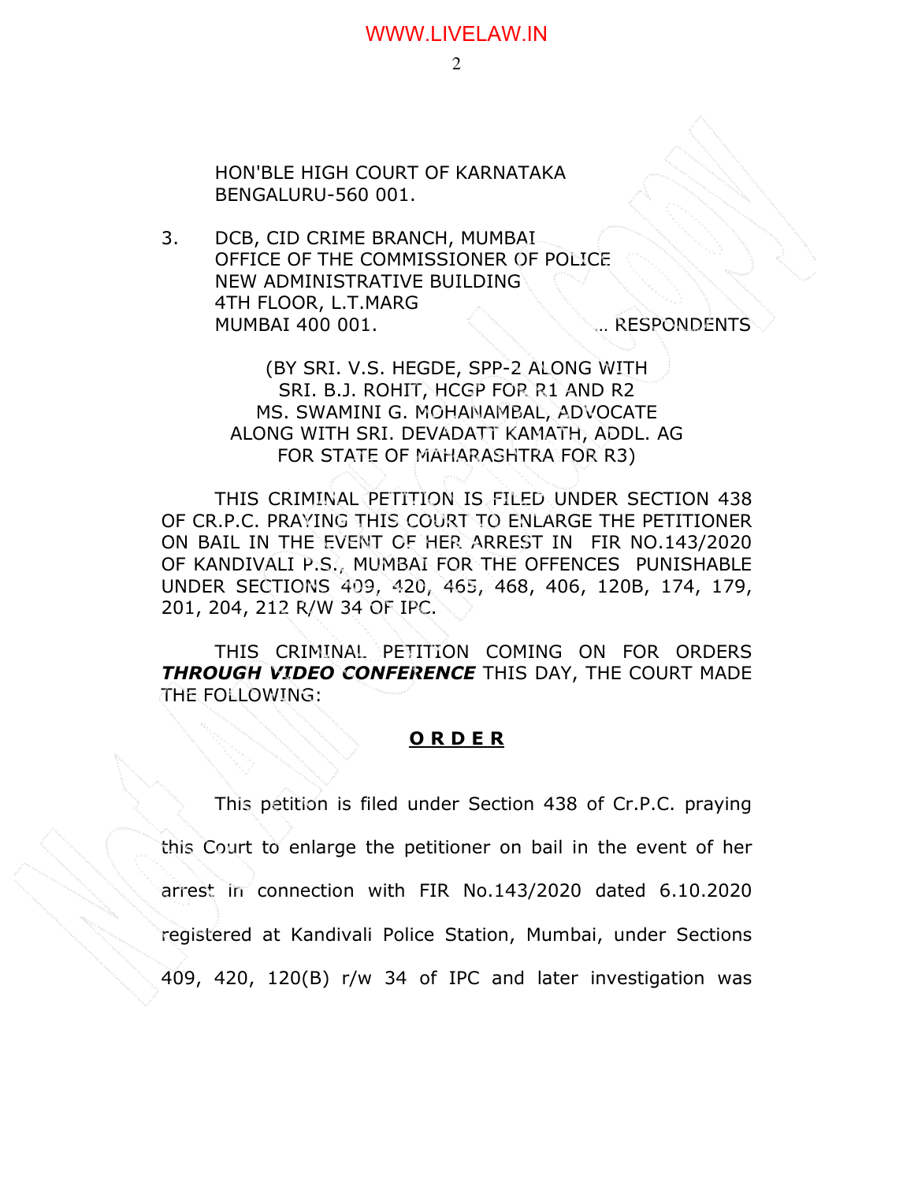HON'BLE HIGH COURT OF KARNATAKA
BENGALURU-560 001.

3. DCB, CID CRIME BRANCH, MUMBAI
OFFICE OF THE COMMISSIONER OF POLICE
NEW ADMINISTRATIVE BUILDING
4TH FLOOR, L.T.MARG
MUMBAI 400 001. ... RESPONDENTS

(BY SRI. V.S. HEGDE, SPP-2 ALONG WITH
SRI. B.J. ROHIT, HCGP FOR R1 AND R2
MS. SWAMINI G. MOHANAMBAL, ADVOCATE
ALONG WITH SRI. DEVADATT KAMATH, ADDL. AG
FOR STATE OF MAHARASHTRA FOR R3)

THIS CRIMINAL PETITION IS FILED UNDER SECTION 438 OF CR.P.C. PRAYING THIS COURT TO ENLARGE THE PETITIONER ON BAIL IN THE EVENT OF HER ARREST IN FIR NO.143/2020 OF KANDIVALI P.S., MUMBAI FOR THE OFFENCES PUNISHABLE UNDER SECTIONS 409, 420, 465, 468, 406, 120B, 174, 179, 201, 204, 212 R/W 34 OF IPC.

THIS CRIMINAL PETITION COMING ON FOR ORDERS ***THROUGH VIDEO CONFERENCE*** THIS DAY, THE COURT MADE THE FOLLOWING:

## **O R D E R**

This petition is filed under Section 438 of Cr.P.C. praying this Court to enlarge the petitioner on bail in the event of her arrest in connection with FIR No.143/2020 dated 6.10.2020 registered at Kandivali Police Station, Mumbai, under Sections 409, 420, 120(B) r/w 34 of IPC and later investigation was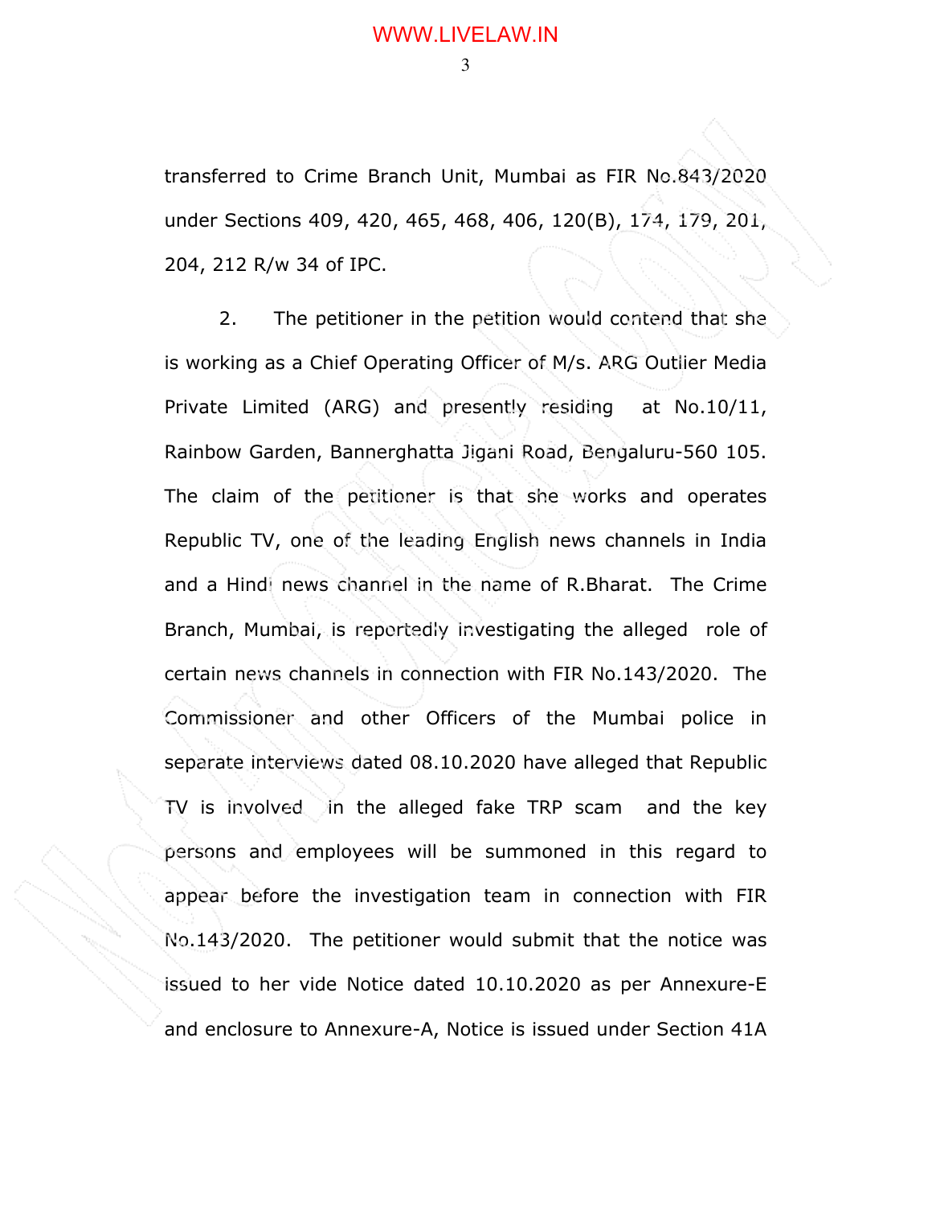transferred to Crime Branch Unit, Mumbai as FIR No.843/2020 under Sections 409, 420, 465, 468, 406, 120(B), 174, 179, 201, 204, 212 R/w 34 of IPC.

2. The petitioner in the petition would contend that she is working as a Chief Operating Officer of M/s. ARG Outlier Media Private Limited (ARG) and presently residing at No.10/11, Rainbow Garden, Bannerghatta Jigani Road, Bengaluru-560 105. The claim of the petitioner is that she works and operates Republic TV, one of the leading English news channels in India and a Hindi news channel in the name of R.Bharat. The Crime Branch, Mumbai, is reportedly investigating the alleged role of certain news channels in connection with FIR No.143/2020. The Commissioner and other Officers of the Mumbai police in separate interviews dated 08.10.2020 have alleged that Republic TV is involved in the alleged fake TRP scam and the key persons and employees will be summoned in this regard to appear before the investigation team in connection with FIR No.143/2020. The petitioner would submit that the notice was issued to her vide Notice dated 10.10.2020 as per Annexure-E and enclosure to Annexure-A, Notice is issued under Section 41A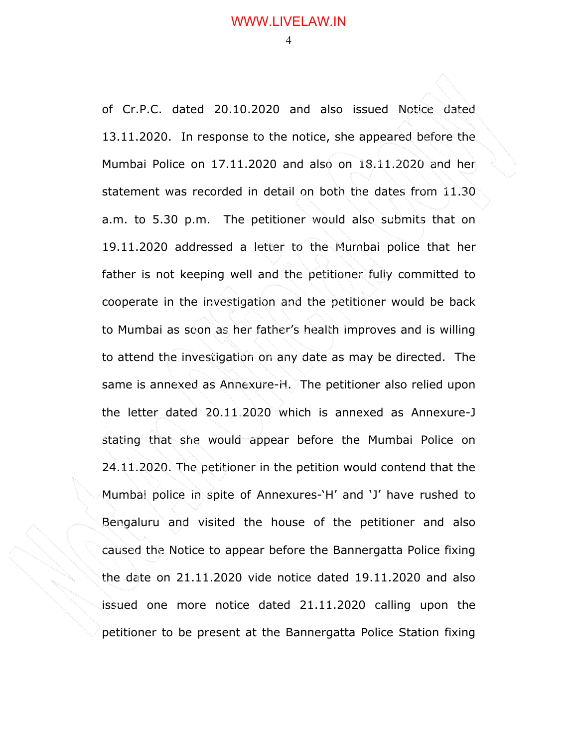of Cr.P.C. dated 20.10.2020 and also issued Notice dated 13.11.2020. In response to the notice, she appeared before the Mumbai Police on 17.11.2020 and also on 18.11.2020 and her statement was recorded in detail on both the dates from 11.30 a.m. to 5.30 p.m. The petitioner would also submits that on 19.11.2020 addressed a letter to the Mumbai police that her father is not keeping well and the petitioner fully committed to cooperate in the investigation and the petitioner would be back to Mumbai as soon as her father's health improves and is willing to attend the investigation on any date as may be directed. The same is annexed as Annexure-H. The petitioner also relied upon the letter dated 20.11.2020 which is annexed as Annexure-J stating that she would appear before the Mumbai Police on 24.11.2020. The petitioner in the petition would contend that the Mumbai police in spite of Annexures-'H' and 'J' have rushed to Bengaluru and visited the house of the petitioner and also caused the Notice to appear before the Bannergatta Police fixing the date on 21.11.2020 vide notice dated 19.11.2020 and also issued one more notice dated 21.11.2020 calling upon the petitioner to be present at the Bannergatta Police Station fixing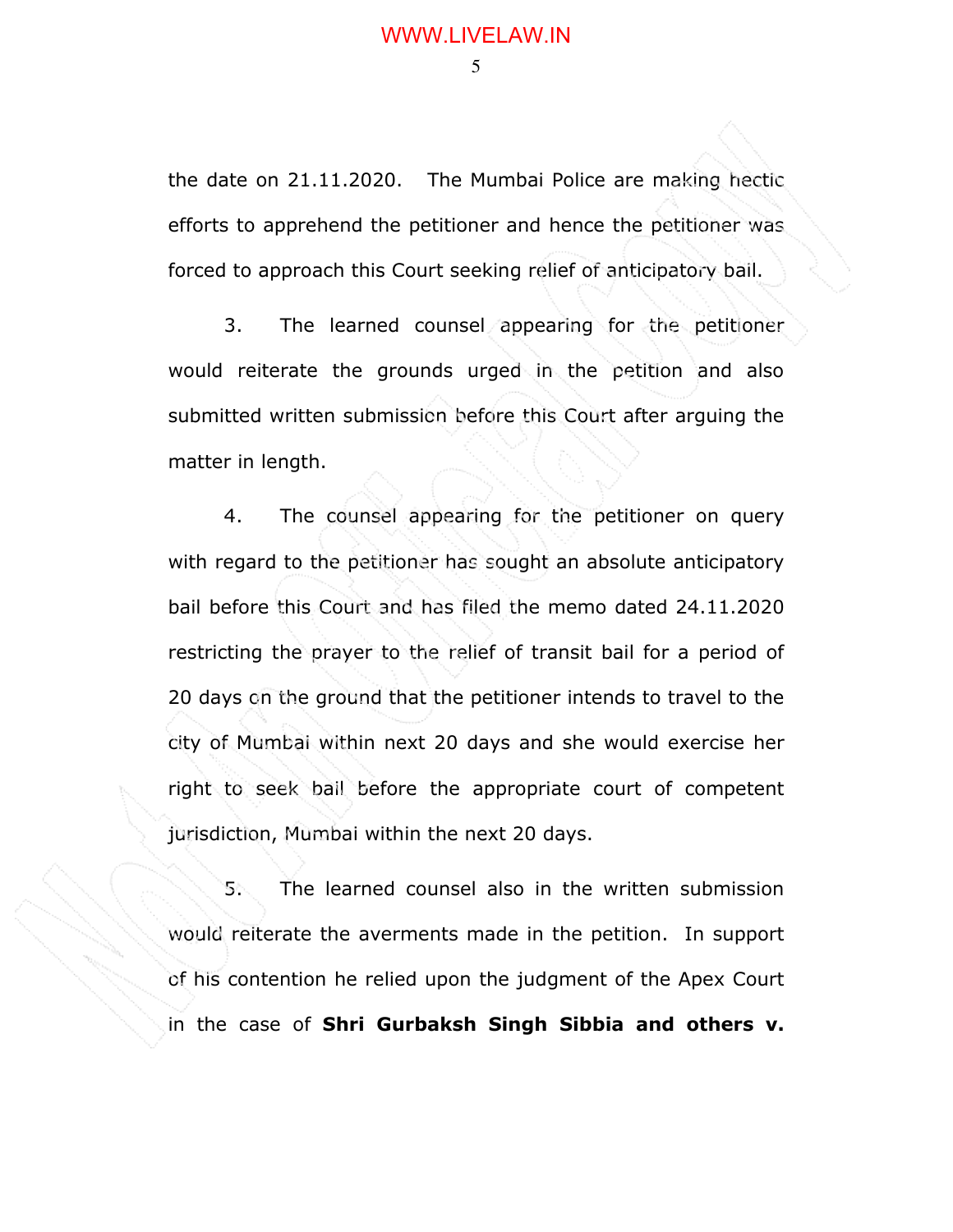the date on 21.11.2020. The Mumbai Police are making hectic efforts to apprehend the petitioner and hence the petitioner was forced to approach this Court seeking relief of anticipatory bail.

3. The learned counsel appearing for the petitioner would reiterate the grounds urged in the petition and also submitted written submission before this Court after arguing the matter in length.

4. The counsel appearing for the petitioner on query with regard to the petitioner has sought an absolute anticipatory bail before this Court and has filed the memo dated 24.11.2020 restricting the prayer to the relief of transit bail for a period of 20 days on the ground that the petitioner intends to travel to the city of Mumbai within next 20 days and she would exercise her right to seek bail before the appropriate court of competent jurisdiction, Mumbai within the next 20 days.

5. The learned counsel also in the written submission would reiterate the averments made in the petition. In support of his contention he relied upon the judgment of the Apex Court in the case of **Shri Gurbaksh Singh Sibbia and others v.**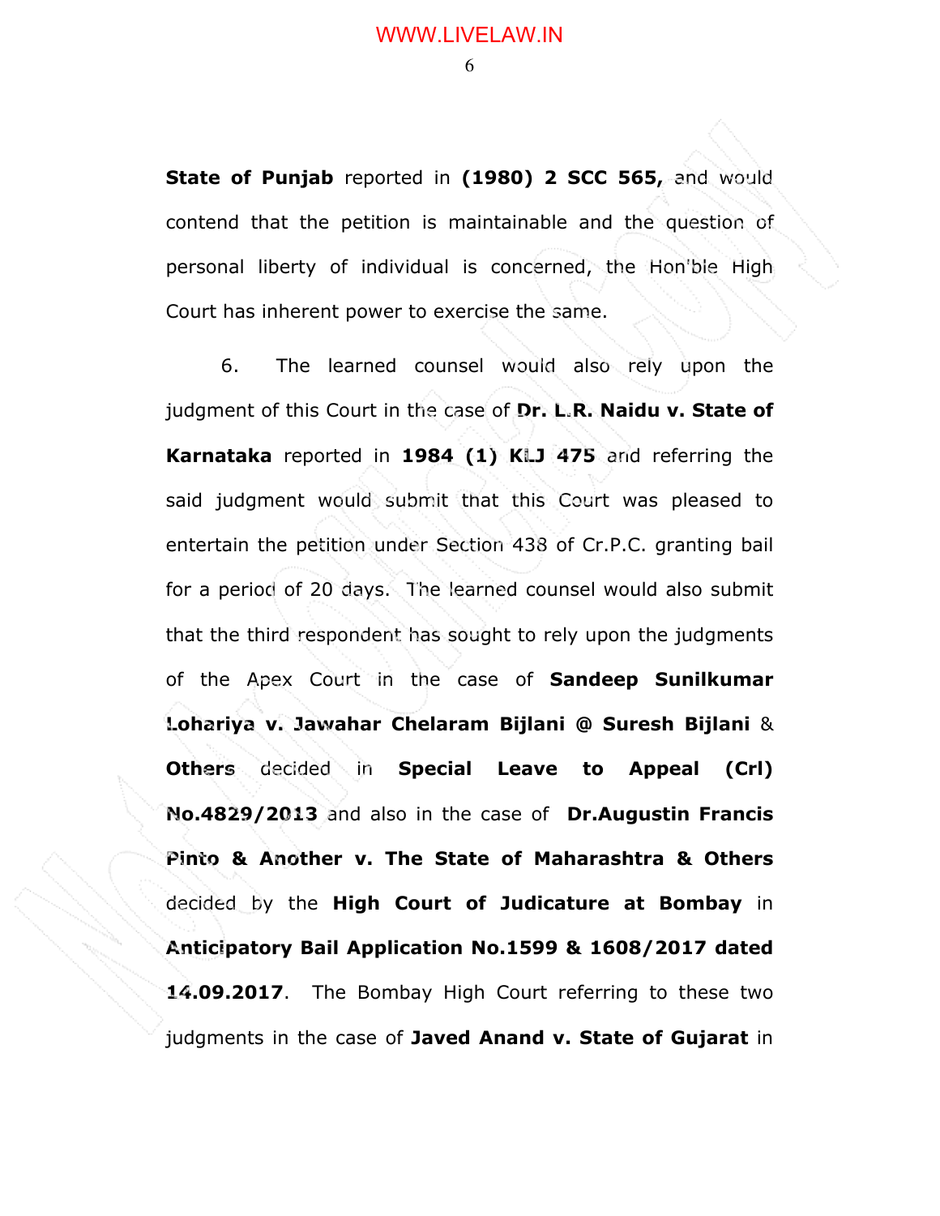**State of Punjab** reported in **(1980) 2 SCC 565,** and would contend that the petition is maintainable and the question of personal liberty of individual is concerned, the Hon'ble High Court has inherent power to exercise the same.

6. The learned counsel would also rely upon the judgment of this Court in the case of **Dr. L.R. Naidu v. State of Karnataka** reported in **1984 (1) KLJ 475** and referring the said judgment would submit that this Court was pleased to entertain the petition under Section 438 of Cr.P.C. granting bail for a period of 20 days. The learned counsel would also submit that the third respondent has sought to rely upon the judgments of the Apex Court in the case of **Sandeep Sunilkumar Lohariya v. Jawahar Chelaram Bijlani @ Suresh Bijlani** & **Others** decided in **Special Leave to Appeal (Crl) No.4829/2013** and also in the case of **Dr.Augustin Francis Pinto & Another v. The State of Maharashtra & Others** decided by the **High Court of Judicature at Bombay** in **Anticipatory Bail Application No.1599 & 1608/2017 dated 14.09.2017**. The Bombay High Court referring to these two judgments in the case of **Javed Anand v. State of Gujarat** in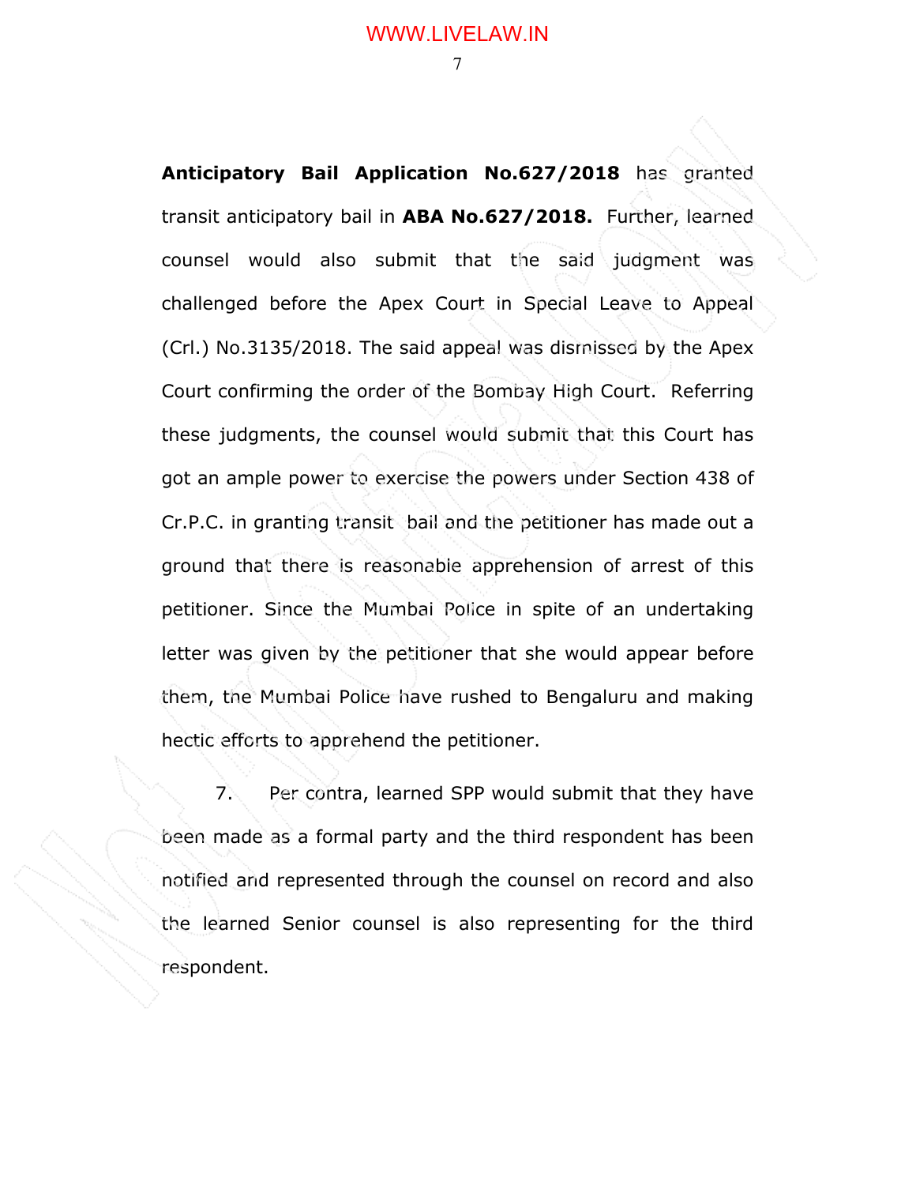**Anticipatory Bail Application No.627/2018** has granted transit anticipatory bail in **ABA No.627/2018.** Further, learned counsel would also submit that the said judgment was challenged before the Apex Court in Special Leave to Appeal (Crl.) No.3135/2018. The said appeal was dismissed by the Apex Court confirming the order of the Bombay High Court. Referring these judgments, the counsel would submit that this Court has got an ample power to exercise the powers under Section 438 of Cr.P.C. in granting transit bail and the petitioner has made out a ground that there is reasonable apprehension of arrest of this petitioner. Since the Mumbai Police in spite of an undertaking letter was given by the petitioner that she would appear before them, the Mumbai Police have rushed to Bengaluru and making hectic efforts to apprehend the petitioner.

7. Per contra, learned SPP would submit that they have been made as a formal party and the third respondent has been notified and represented through the counsel on record and also the learned Senior counsel is also representing for the third respondent.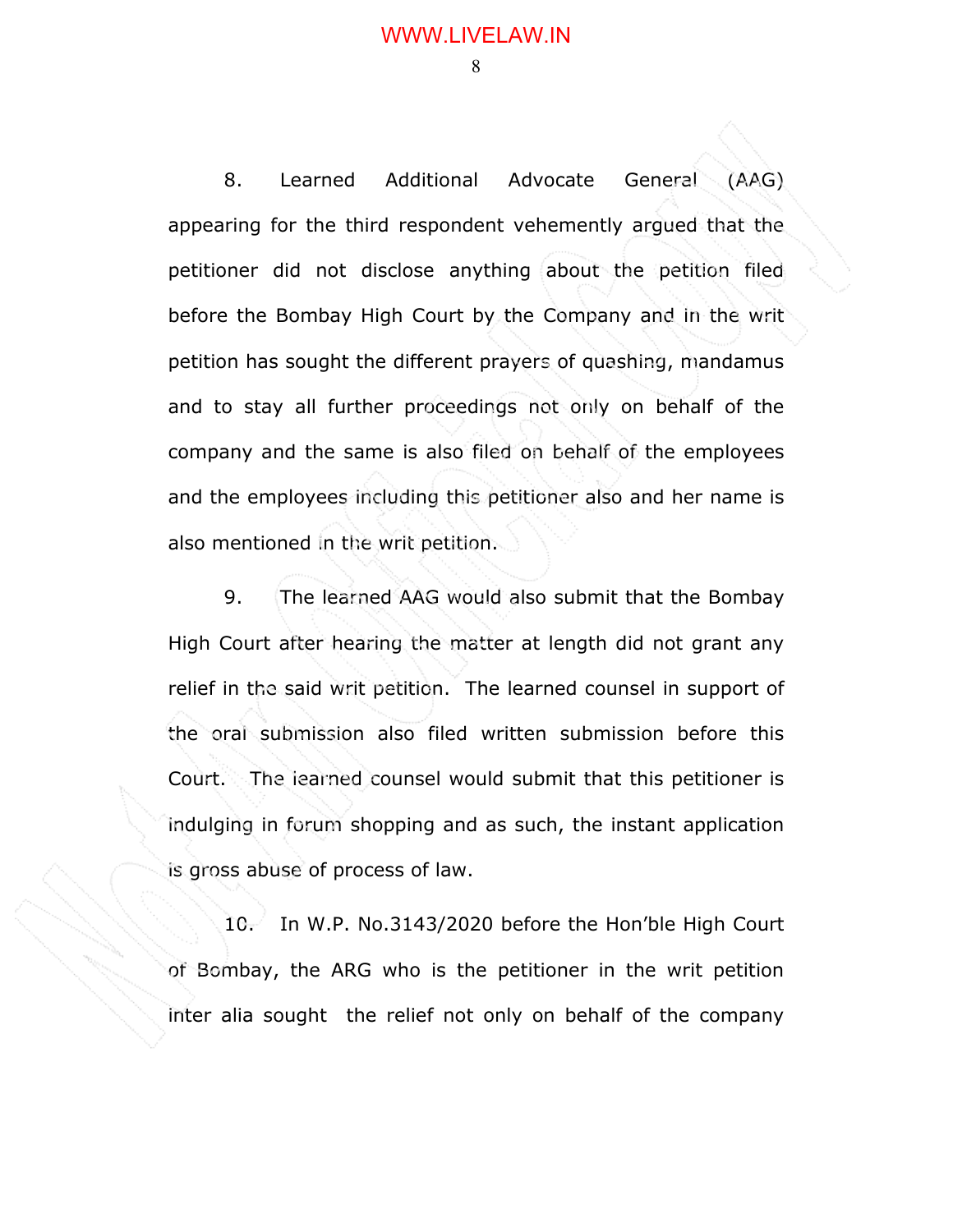8. Learned Additional Advocate General (AAG) appearing for the third respondent vehemently argued that the petitioner did not disclose anything about the petition filed before the Bombay High Court by the Company and in the writ petition has sought the different prayers of quashing, mandamus and to stay all further proceedings not only on behalf of the company and the same is also filed on behalf of the employees and the employees including this petitioner also and her name is also mentioned in the writ petition.

9. The learned AAG would also submit that the Bombay High Court after hearing the matter at length did not grant any relief in the said writ petition. The learned counsel in support of the oral submission also filed written submission before this Court. The learned counsel would submit that this petitioner is indulging in forum shopping and as such, the instant application is gross abuse of process of law.

10. In W.P. No.3143/2020 before the Hon'ble High Court of Bombay, the ARG who is the petitioner in the writ petition inter alia sought the relief not only on behalf of the company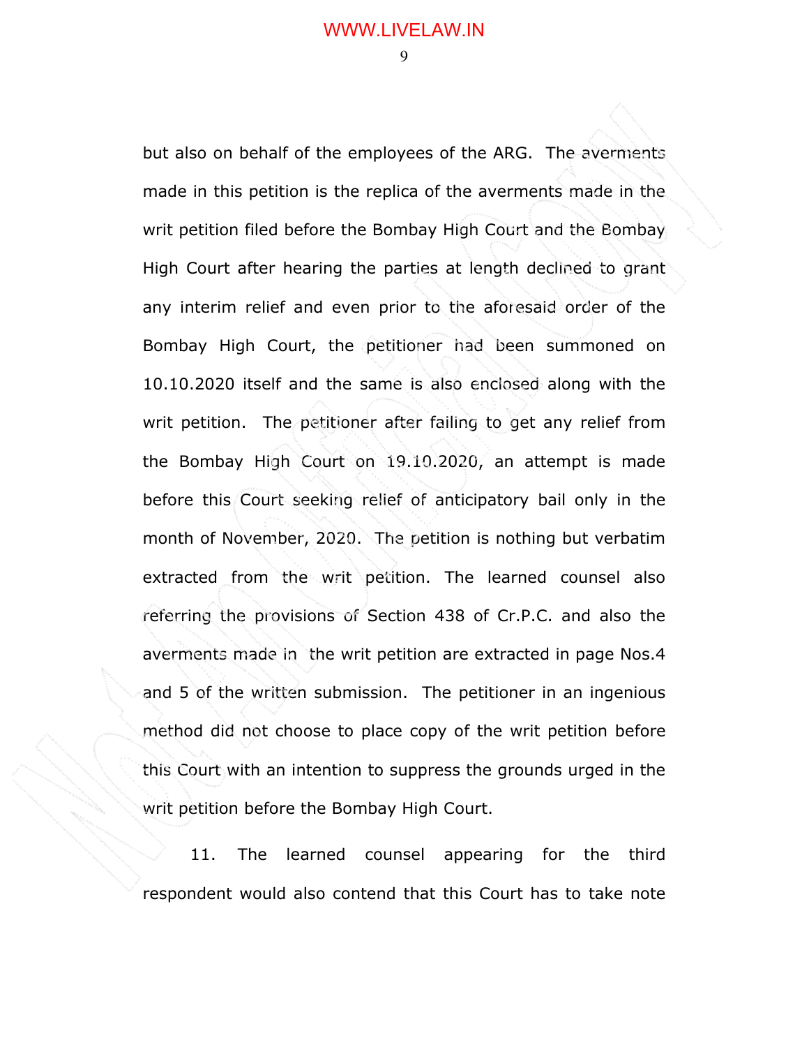but also on behalf of the employees of the ARG. The averments made in this petition is the replica of the averments made in the writ petition filed before the Bombay High Court and the Bombay High Court after hearing the parties at length declined to grant any interim relief and even prior to the aforesaid order of the Bombay High Court, the petitioner had been summoned on 10.10.2020 itself and the same is also enclosed along with the writ petition. The petitioner after failing to get any relief from the Bombay High Court on 19.10.2020, an attempt is made before this Court seeking relief of anticipatory bail only in the month of November, 2020. The petition is nothing but verbatim extracted from the writ petition. The learned counsel also referring the provisions of Section 438 of Cr.P.C. and also the averments made in the writ petition are extracted in page Nos.4 and 5 of the written submission. The petitioner in an ingenious method did not choose to place copy of the writ petition before this Court with an intention to suppress the grounds urged in the writ petition before the Bombay High Court.

11. The learned counsel appearing for the third respondent would also contend that this Court has to take note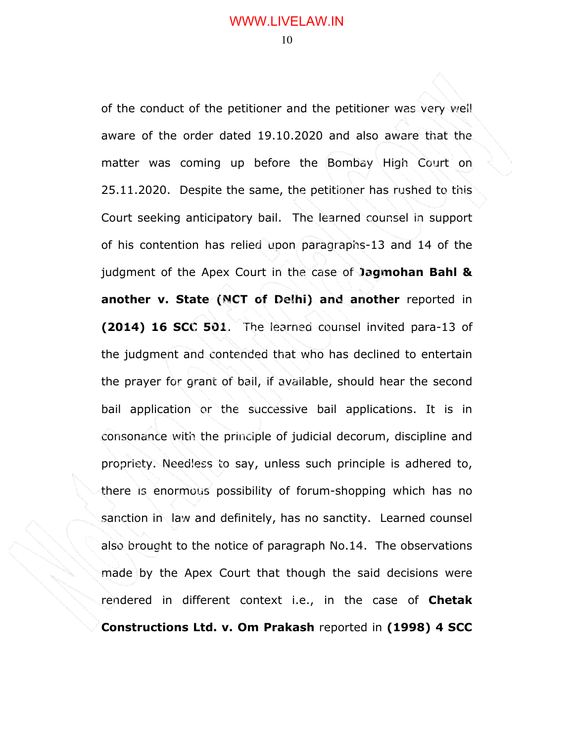of the conduct of the petitioner and the petitioner was very well aware of the order dated 19.10.2020 and also aware that the matter was coming up before the Bombay High Court on 25.11.2020. Despite the same, the petitioner has rushed to this Court seeking anticipatory bail. The learned counsel in support of his contention has relied upon paragraphs-13 and 14 of the judgment of the Apex Court in the case of **Jagmohan Bahl & another v. State (NCT of Delhi) and another** reported in **(2014) 16 SCC 501**. The learned counsel invited para-13 of the judgment and contended that who has declined to entertain the prayer for grant of bail, if available, should hear the second bail application or the successive bail applications. It is in consonance with the principle of judicial decorum, discipline and propriety. Needless to say, unless such principle is adhered to, there is enormous possibility of forum-shopping which has no sanction in law and definitely, has no sanctity. Learned counsel also brought to the notice of paragraph No.14. The observations made by the Apex Court that though the said decisions were rendered in different context i.e., in the case of **Chetak Constructions Ltd. v. Om Prakash** reported in **(1998) 4 SCC**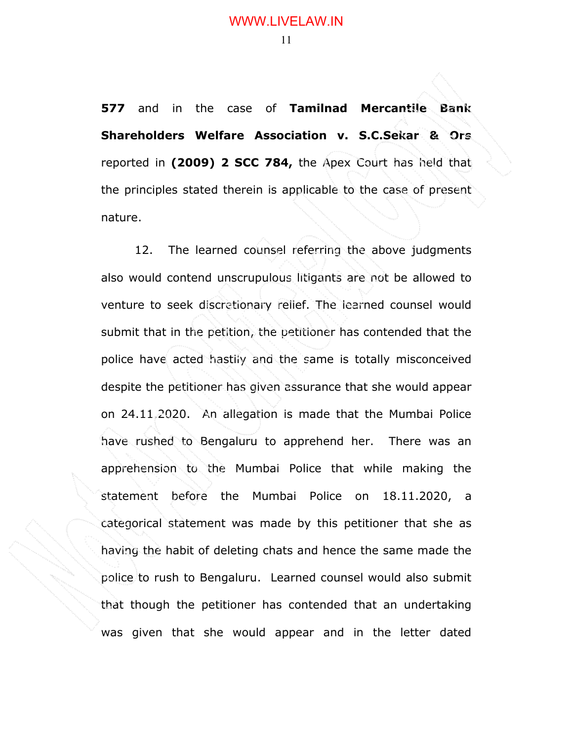**577** and in the case of **Tamilnad Mercantile Bank Shareholders Welfare Association v. S.C.Sekar & Ors** reported in **(2009) 2 SCC 784,** the Apex Court has held that the principles stated therein is applicable to the case of present nature.

12. The learned counsel referring the above judgments also would contend unscrupulous litigants are not be allowed to venture to seek discretionary relief. The learned counsel would submit that in the petition, the petitioner has contended that the police have acted hastily and the same is totally misconceived despite the petitioner has given assurance that she would appear on 24.11.2020. An allegation is made that the Mumbai Police have rushed to Bengaluru to apprehend her. There was an apprehension to the Mumbai Police that while making the statement before the Mumbai Police on 18.11.2020, a categorical statement was made by this petitioner that she as having the habit of deleting chats and hence the same made the police to rush to Bengaluru. Learned counsel would also submit that though the petitioner has contended that an undertaking was given that she would appear and in the letter dated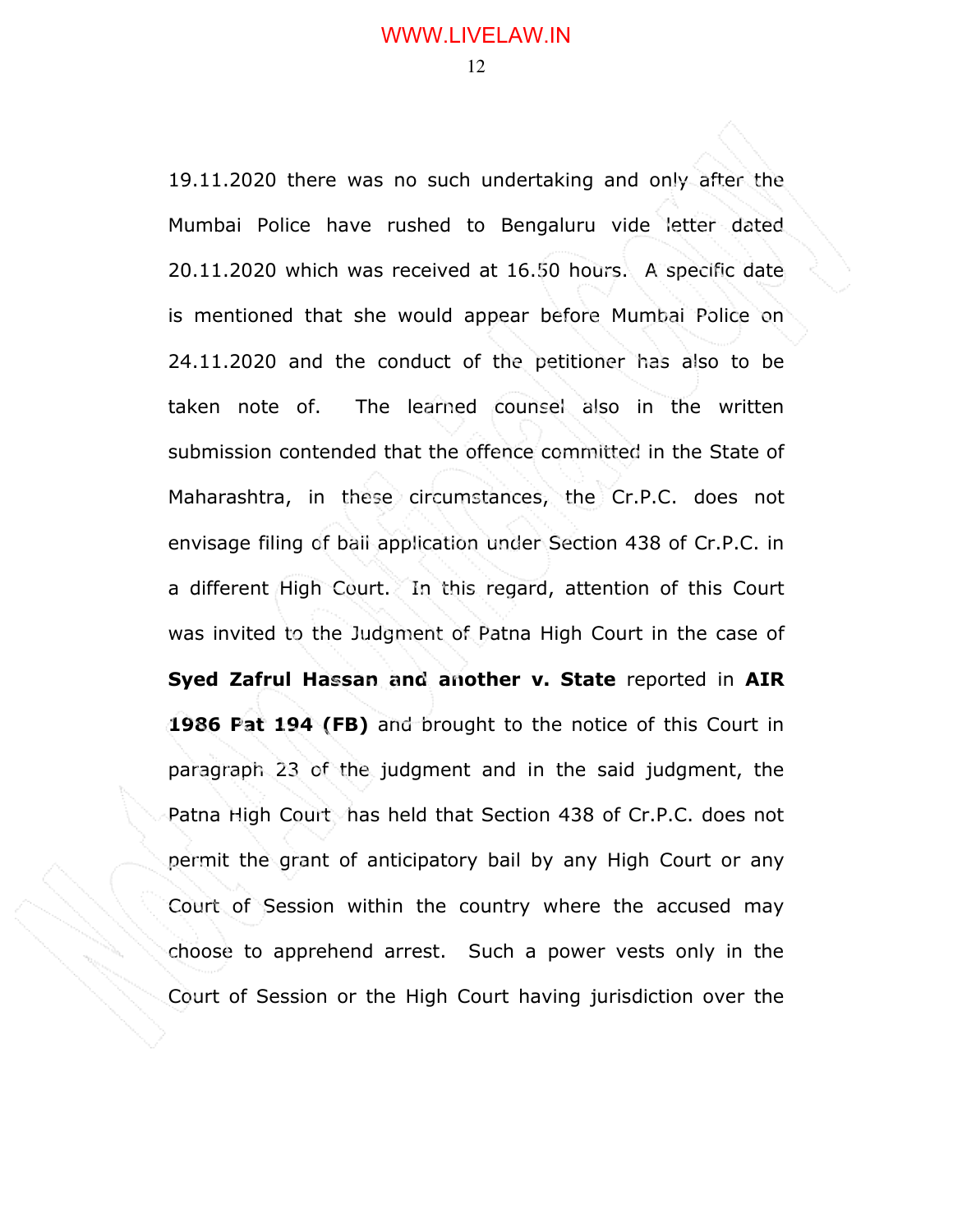19.11.2020 there was no such undertaking and only after the Mumbai Police have rushed to Bengaluru vide letter dated 20.11.2020 which was received at 16.50 hours. A specific date is mentioned that she would appear before Mumbai Police on 24.11.2020 and the conduct of the petitioner has also to be taken note of. The learned counsel also in the written submission contended that the offence committed in the State of Maharashtra, in these circumstances, the Cr.P.C. does not envisage filing of bail application under Section 438 of Cr.P.C. in a different High Court. In this regard, attention of this Court was invited to the Judgment of Patna High Court in the case of **Syed Zafrul Hassan and another v. State** reported in **AIR 1986 Pat 194 (FB)** and brought to the notice of this Court in paragraph 23 of the judgment and in the said judgment, the Patna High Court has held that Section 438 of Cr.P.C. does not permit the grant of anticipatory bail by any High Court or any Court of Session within the country where the accused may choose to apprehend arrest. Such a power vests only in the Court of Session or the High Court having jurisdiction over the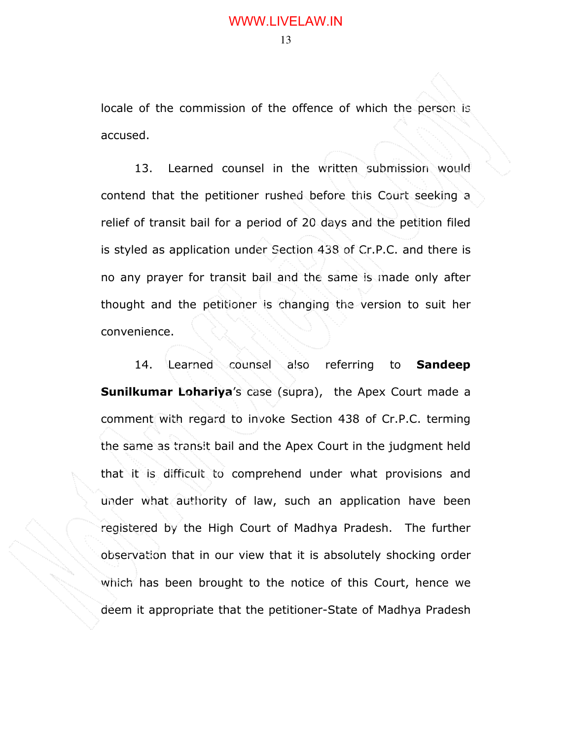locale of the commission of the offence of which the person is accused.

13. Learned counsel in the written submission would contend that the petitioner rushed before this Court seeking a relief of transit bail for a period of 20 days and the petition filed is styled as application under Section 438 of Cr.P.C. and there is no any prayer for transit bail and the same is made only after thought and the petitioner is changing the version to suit her convenience.

14. Learned counsel also referring to **Sandeep Sunilkumar Lohariya**'s case (supra), the Apex Court made a comment with regard to invoke Section 438 of Cr.P.C. terming the same as transit bail and the Apex Court in the judgment held that it is difficult to comprehend under what provisions and under what authority of law, such an application have been registered by the High Court of Madhya Pradesh. The further observation that in our view that it is absolutely shocking order which has been brought to the notice of this Court, hence we deem it appropriate that the petitioner-State of Madhya Pradesh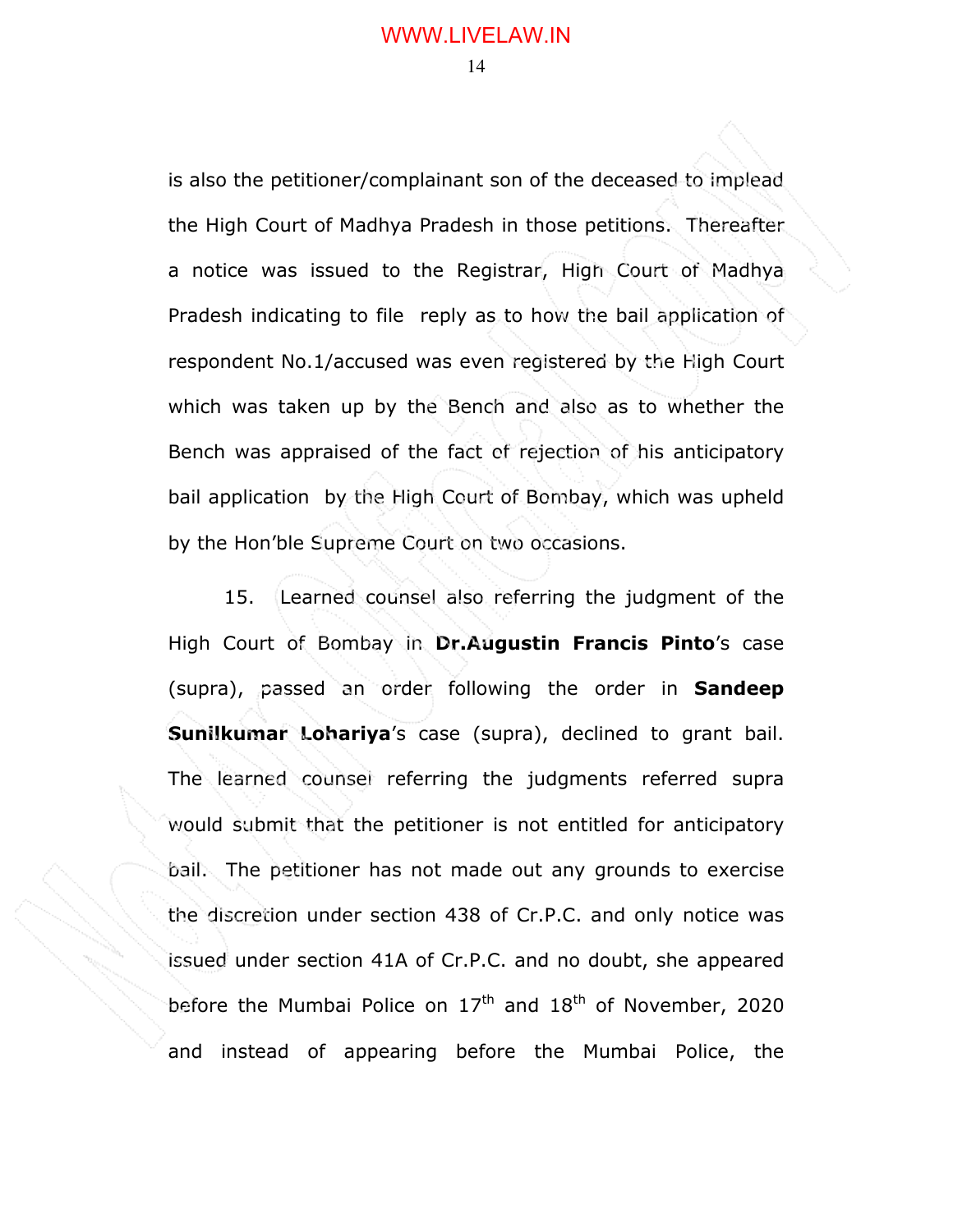is also the petitioner/complainant son of the deceased to implead the High Court of Madhya Pradesh in those petitions. Thereafter a notice was issued to the Registrar, High Court of Madhya Pradesh indicating to file reply as to how the bail application of respondent No.1/accused was even registered by the High Court which was taken up by the Bench and also as to whether the Bench was appraised of the fact of rejection of his anticipatory bail application by the High Court of Bombay, which was upheld by the Hon'ble Supreme Court on two occasions.

15. Learned counsel also referring the judgment of the High Court of Bombay in **Dr.Augustin Francis Pinto**'s case (supra), passed an order following the order in **Sandeep Sunilkumar Lohariya**'s case (supra), declined to grant bail. The learned counsel referring the judgments referred supra would submit that the petitioner is not entitled for anticipatory bail. The petitioner has not made out any grounds to exercise the discretion under section 438 of Cr.P.C. and only notice was issued under section 41A of Cr.P.C. and no doubt, she appeared before the Mumbai Police on 17th and 18th of November, 2020 and instead of appearing before the Mumbai Police, the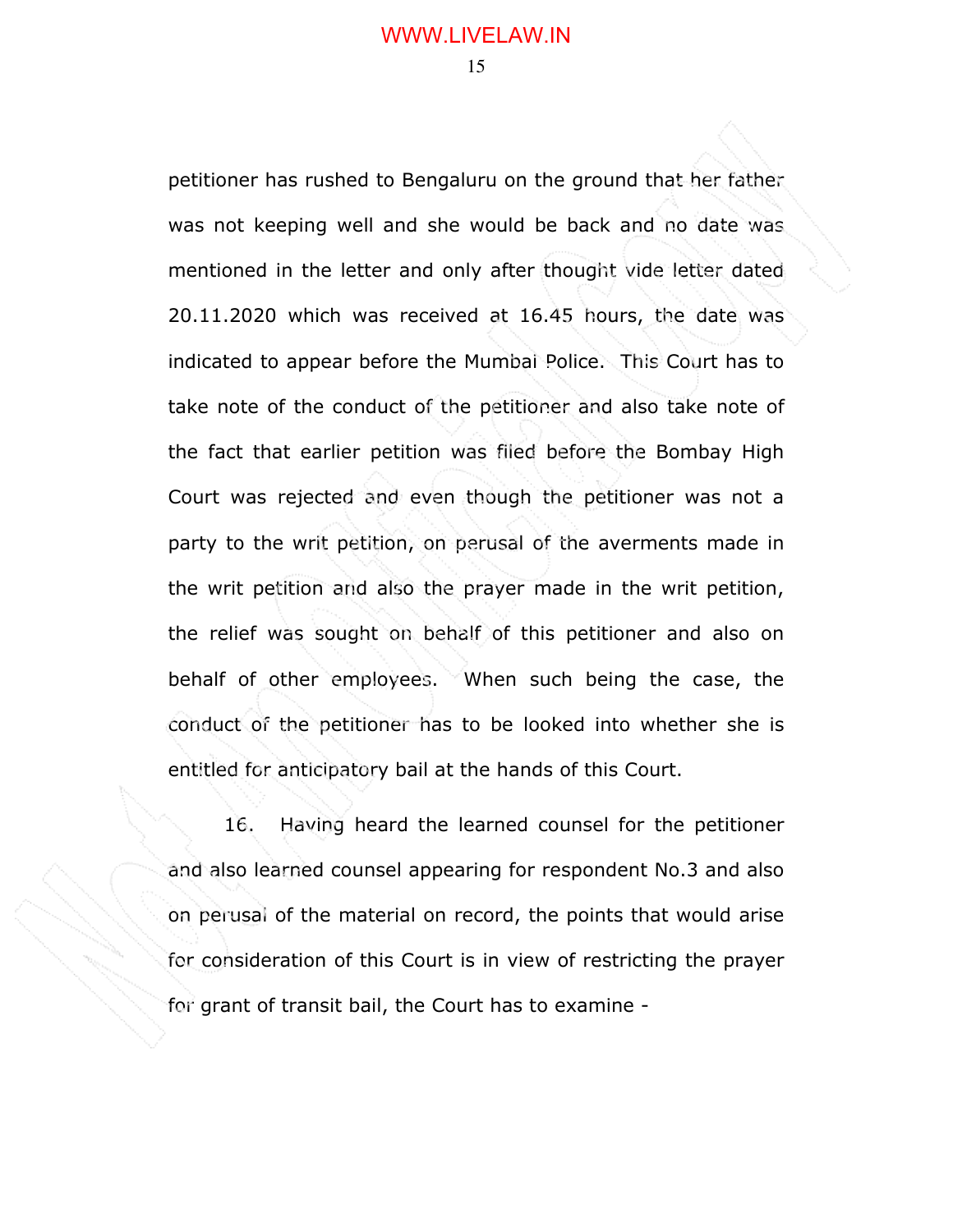petitioner has rushed to Bengaluru on the ground that her father was not keeping well and she would be back and no date was mentioned in the letter and only after thought vide letter dated 20.11.2020 which was received at 16.45 hours, the date was indicated to appear before the Mumbai Police. This Court has to take note of the conduct of the petitioner and also take note of the fact that earlier petition was filed before the Bombay High Court was rejected and even though the petitioner was not a party to the writ petition, on perusal of the averments made in the writ petition and also the prayer made in the writ petition, the relief was sought on behalf of this petitioner and also on behalf of other employees. When such being the case, the conduct of the petitioner has to be looked into whether she is entitled for anticipatory bail at the hands of this Court.

16. Having heard the learned counsel for the petitioner and also learned counsel appearing for respondent No.3 and also on perusal of the material on record, the points that would arise for consideration of this Court is in view of restricting the prayer for grant of transit bail, the Court has to examine -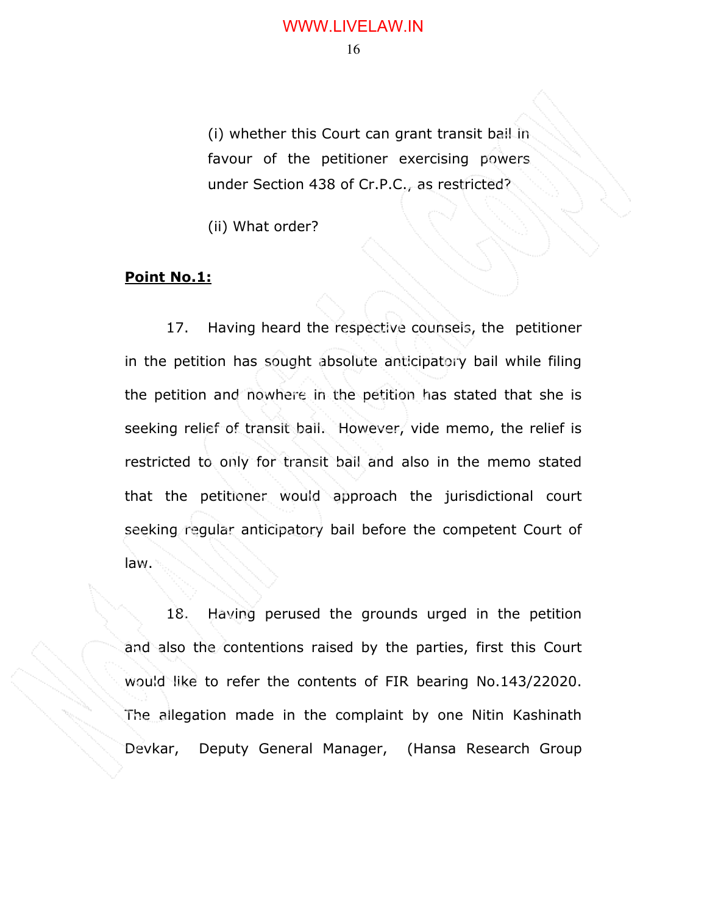(i) whether this Court can grant transit bail in favour of the petitioner exercising powers under Section 438 of Cr.P.C., as restricted?

(ii) What order?

**Point No.1:**

17. Having heard the respective counsels, the petitioner in the petition has sought absolute anticipatory bail while filing the petition and nowhere in the petition has stated that she is seeking relief of transit bail. However, vide memo, the relief is restricted to only for transit bail and also in the memo stated that the petitioner would approach the jurisdictional court seeking regular anticipatory bail before the competent Court of law.

18. Having perused the grounds urged in the petition and also the contentions raised by the parties, first this Court would like to refer the contents of FIR bearing No.143/22020. The allegation made in the complaint by one Nitin Kashinath Devkar, Deputy General Manager, (Hansa Research Group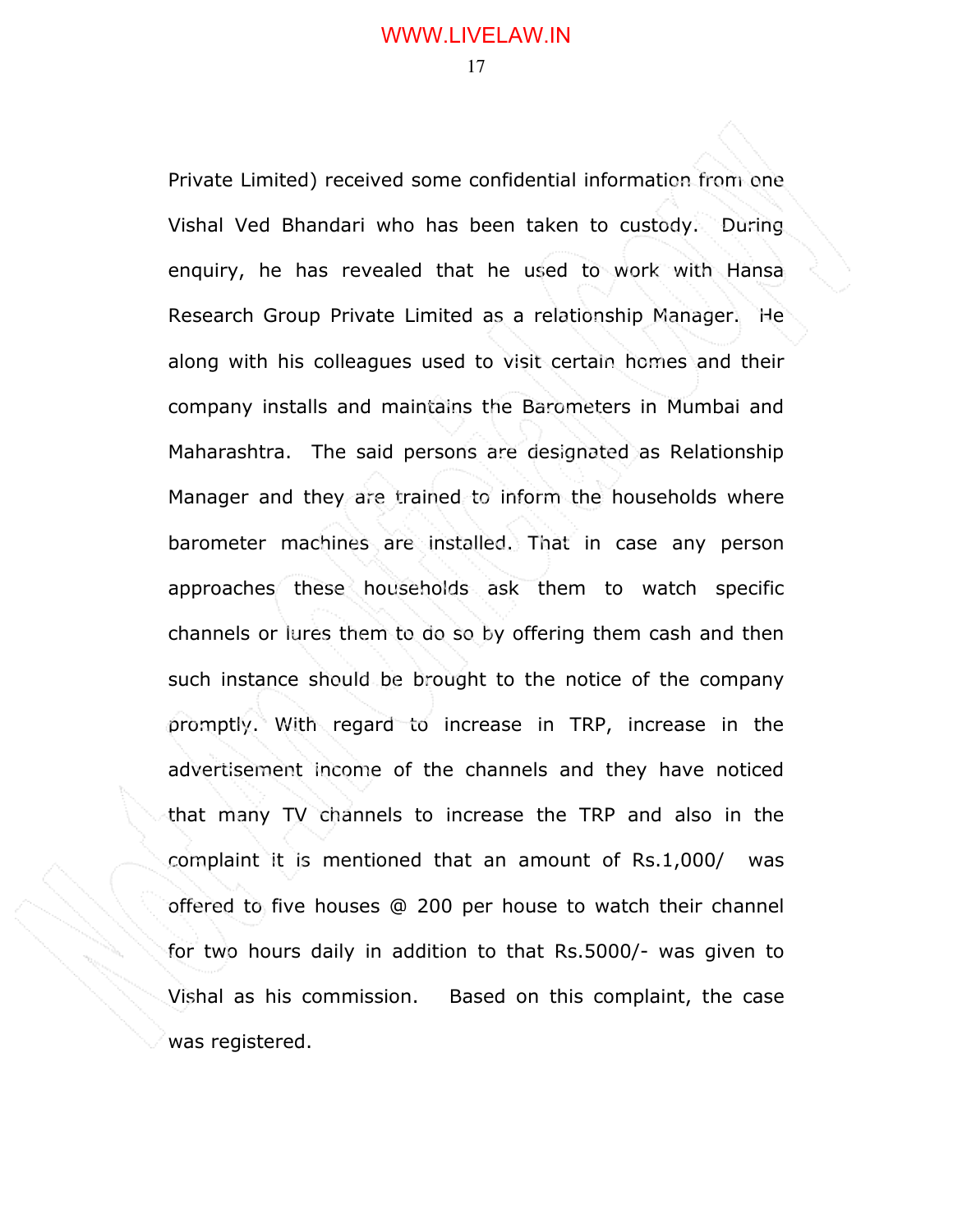Private Limited) received some confidential information from one Vishal Ved Bhandari who has been taken to custody. During enquiry, he has revealed that he used to work with Hansa Research Group Private Limited as a relationship Manager. He along with his colleagues used to visit certain homes and their company installs and maintains the Barometers in Mumbai and Maharashtra. The said persons are designated as Relationship Manager and they are trained to inform the households where barometer machines are installed. That in case any person approaches these households ask them to watch specific channels or lures them to do so by offering them cash and then such instance should be brought to the notice of the company promptly. With regard to increase in TRP, increase in the advertisement income of the channels and they have noticed that many TV channels to increase the TRP and also in the complaint it is mentioned that an amount of Rs.1,000/ was offered to five houses @ 200 per house to watch their channel for two hours daily in addition to that Rs.5000/- was given to Vishal as his commission. Based on this complaint, the case was registered.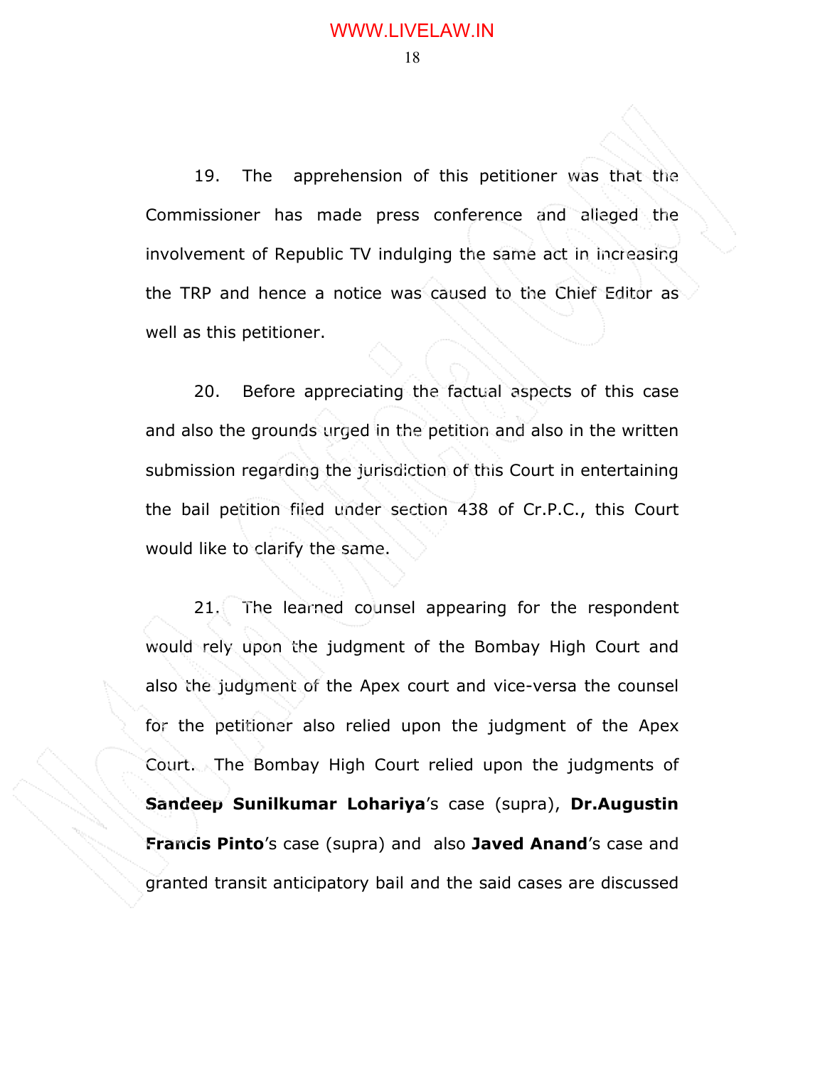19. The apprehension of this petitioner was that the Commissioner has made press conference and alleged the involvement of Republic TV indulging the same act in increasing the TRP and hence a notice was caused to the Chief Editor as well as this petitioner.

20. Before appreciating the factual aspects of this case and also the grounds urged in the petition and also in the written submission regarding the jurisdiction of this Court in entertaining the bail petition filed under section 438 of Cr.P.C., this Court would like to clarify the same.

21. The learned counsel appearing for the respondent would rely upon the judgment of the Bombay High Court and also the judgment of the Apex court and vice-versa the counsel for the petitioner also relied upon the judgment of the Apex Court. The Bombay High Court relied upon the judgments of **Sandeep Sunilkumar Lohariya**'s case (supra), **Dr.Augustin Francis Pinto**'s case (supra) and also **Javed Anand**'s case and granted transit anticipatory bail and the said cases are discussed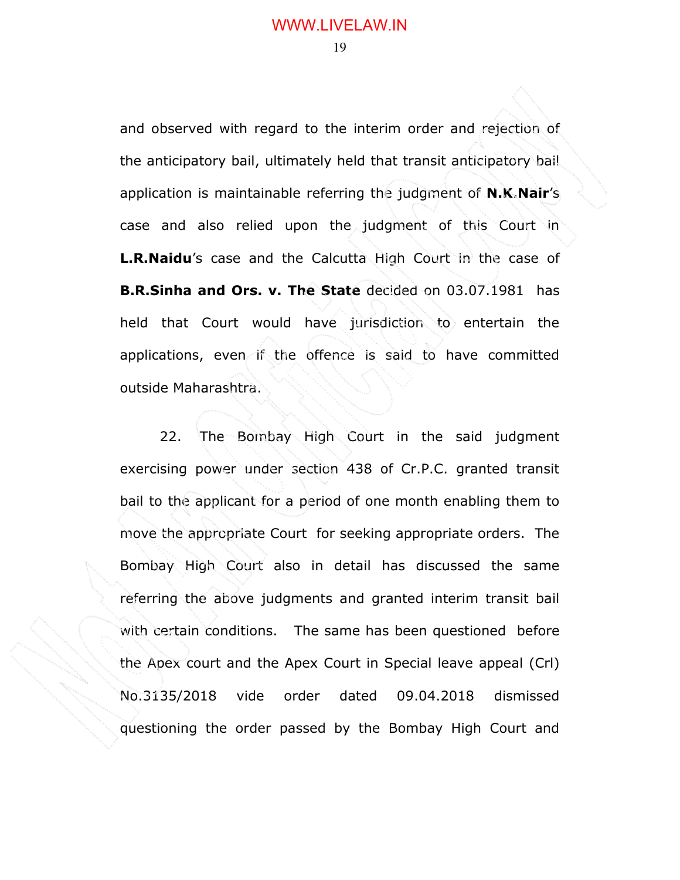and observed with regard to the interim order and rejection of the anticipatory bail, ultimately held that transit anticipatory bail application is maintainable referring the judgment of **N.K.Nair**'s case and also relied upon the judgment of this Court in **L.R.Naidu**'s case and the Calcutta High Court in the case of **B.R.Sinha and Ors. v. The State** decided on 03.07.1981 has held that Court would have jurisdiction to entertain the applications, even if the offence is said to have committed outside Maharashtra.

22. The Bombay High Court in the said judgment exercising power under section 438 of Cr.P.C. granted transit bail to the applicant for a period of one month enabling them to move the appropriate Court for seeking appropriate orders. The Bombay High Court also in detail has discussed the same referring the above judgments and granted interim transit bail with certain conditions. The same has been questioned before the Apex court and the Apex Court in Special leave appeal (Crl) No.3135/2018 vide order dated 09.04.2018 dismissed questioning the order passed by the Bombay High Court and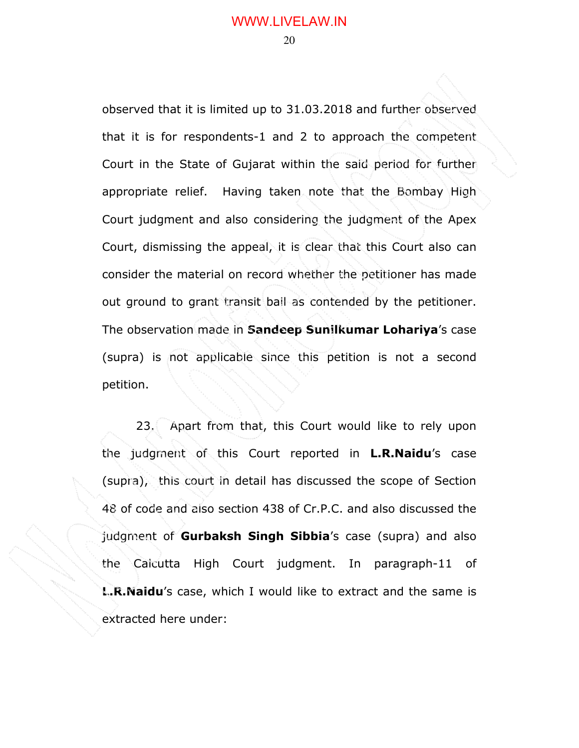observed that it is limited up to 31.03.2018 and further observed that it is for respondents-1 and 2 to approach the competent Court in the State of Gujarat within the said period for further appropriate relief. Having taken note that the Bombay High Court judgment and also considering the judgment of the Apex Court, dismissing the appeal, it is clear that this Court also can consider the material on record whether the petitioner has made out ground to grant transit bail as contended by the petitioner. The observation made in **Sandeep Sunilkumar Lohariya**'s case (supra) is not applicable since this petition is not a second petition.

23. Apart from that, this Court would like to rely upon the judgment of this Court reported in **L.R.Naidu**'s case (supra), this court in detail has discussed the scope of Section 48 of code and also section 438 of Cr.P.C. and also discussed the judgment of **Gurbaksh Singh Sibbia**'s case (supra) and also the Calcutta High Court judgment. In paragraph-11 of **L.R.Naidu**'s case, which I would like to extract and the same is extracted here under: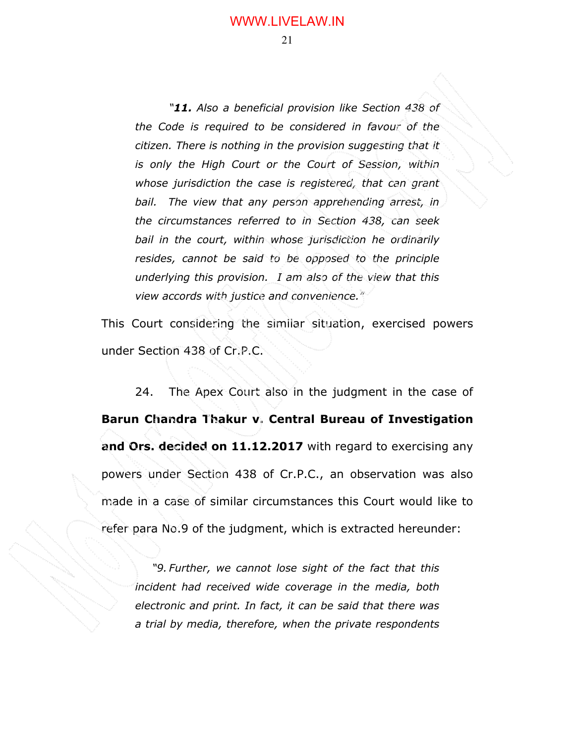> *"**11.** Also a beneficial provision like Section 438 of the Code is required to be considered in favour of the citizen. There is nothing in the provision suggesting that it is only the High Court or the Court of Session, within whose jurisdiction the case is registered, that can grant bail. The view that any person apprehending arrest, in the circumstances referred to in Section 438, can seek bail in the court, within whose jurisdiction he ordinarily resides, cannot be said to be opposed to the principle underlying this provision. I am also of the view that this view accords with justice and convenience."*

This Court considering the similar situation, exercised powers under Section 438 of Cr.P.C.

24. The Apex Court also in the judgment in the case of **Barun Chandra Thakur v. Central Bureau of Investigation and Ors. decided on 11.12.2017** with regard to exercising any powers under Section 438 of Cr.P.C., an observation was also made in a case of similar circumstances this Court would like to refer para No.9 of the judgment, which is extracted hereunder:

> *"9. Further, we cannot lose sight of the fact that this incident had received wide coverage in the media, both electronic and print. In fact, it can be said that there was a trial by media, therefore, when the private respondents*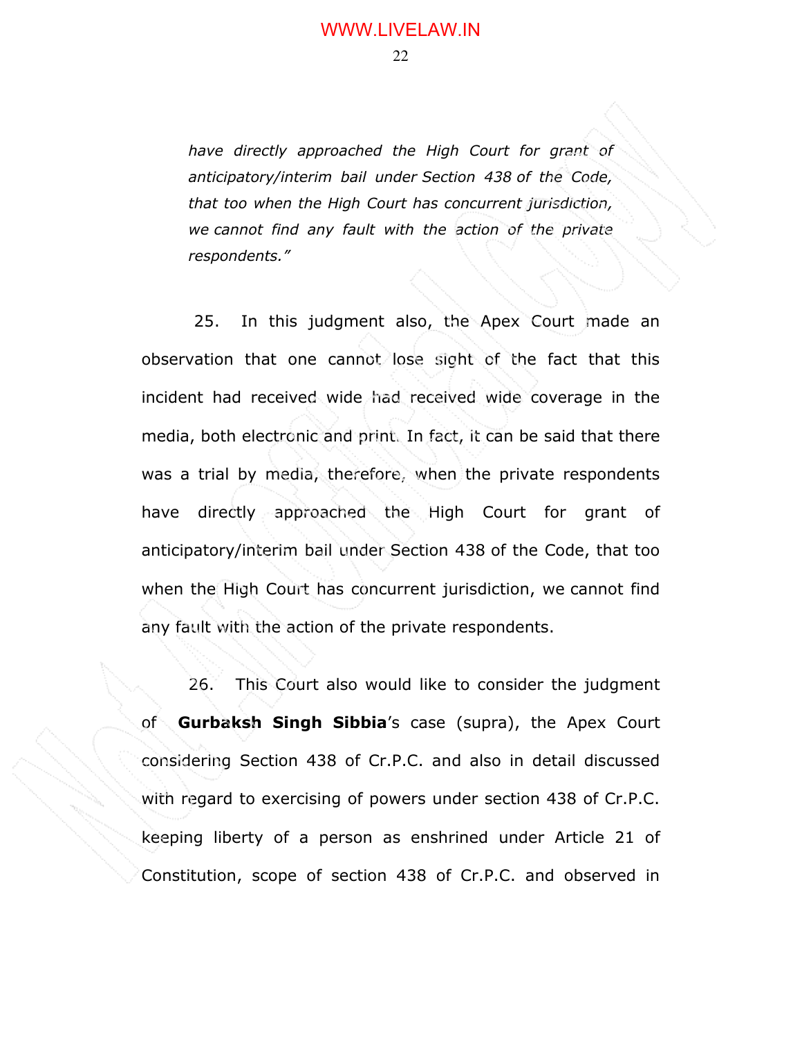> *have directly approached the High Court for grant of anticipatory/interim bail under Section 438 of the Code, that too when the High Court has concurrent jurisdiction, we cannot find any fault with the action of the private respondents."*

25. In this judgment also, the Apex Court made an observation that one cannot lose sight of the fact that this incident had received wide had received wide coverage in the media, both electronic and print. In fact, it can be said that there was a trial by media, therefore, when the private respondents have directly approached the High Court for grant of anticipatory/interim bail under Section 438 of the Code, that too when the High Court has concurrent jurisdiction, we cannot find any fault with the action of the private respondents.

26. This Court also would like to consider the judgment of **Gurbaksh Singh Sibbia**'s case (supra), the Apex Court considering Section 438 of Cr.P.C. and also in detail discussed with regard to exercising of powers under section 438 of Cr.P.C. keeping liberty of a person as enshrined under Article 21 of Constitution, scope of section 438 of Cr.P.C. and observed in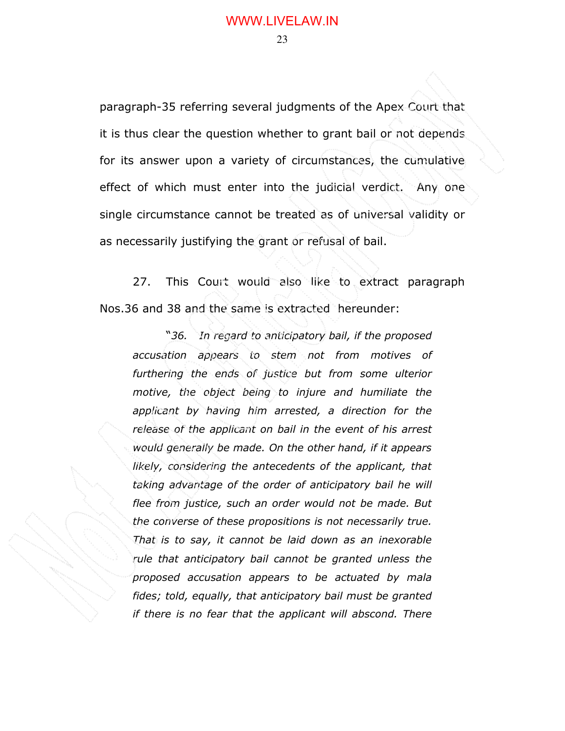paragraph-35 referring several judgments of the Apex Court that it is thus clear the question whether to grant bail or not depends for its answer upon a variety of circumstances, the cumulative effect of which must enter into the judicial verdict. Any one single circumstance cannot be treated as of universal validity or as necessarily justifying the grant or refusal of bail.

27. This Court would also like to extract paragraph Nos.36 and 38 and the same is extracted hereunder:

> "*36. In regard to anticipatory bail, if the proposed accusation appears to stem not from motives of furthering the ends of justice but from some ulterior motive, the object being to injure and humiliate the applicant by having him arrested, a direction for the release of the applicant on bail in the event of his arrest would generally be made. On the other hand, if it appears likely, considering the antecedents of the applicant, that taking advantage of the order of anticipatory bail he will flee from justice, such an order would not be made. But the converse of these propositions is not necessarily true. That is to say, it cannot be laid down as an inexorable rule that anticipatory bail cannot be granted unless the proposed accusation appears to be actuated by mala fides; told, equally, that anticipatory bail must be granted if there is no fear that the applicant will abscond. There*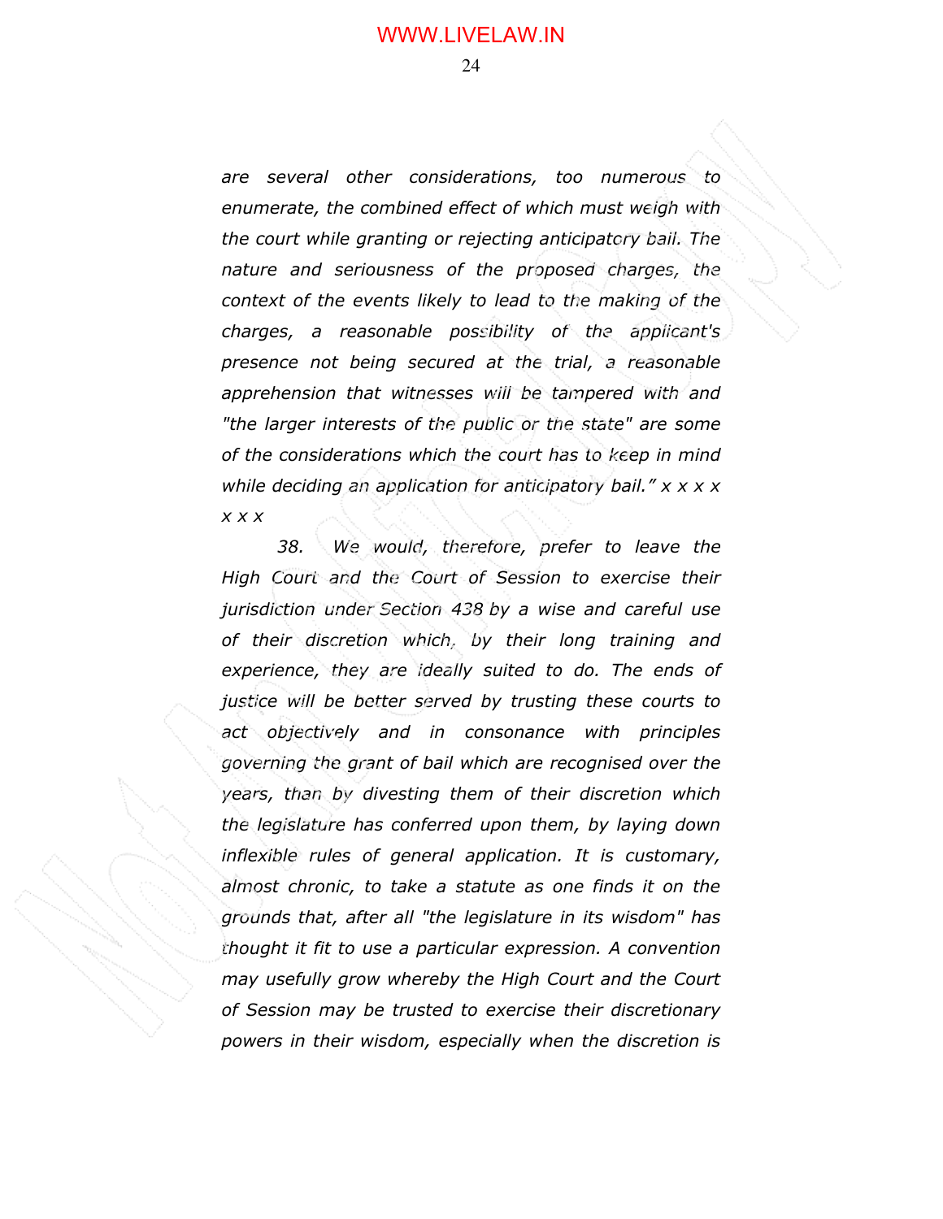*are several other considerations, too numerous to enumerate, the combined effect of which must weigh with the court while granting or rejecting anticipatory bail. The nature and seriousness of the proposed charges, the context of the events likely to lead to the making of the charges, a reasonable possibility of the applicant's presence not being secured at the trial, a reasonable apprehension that witnesses will be tampered with and "the larger interests of the public or the state" are some of the considerations which the court has to keep in mind while deciding an application for anticipatory bail." x x x x x x x*

*38. We would, therefore, prefer to leave the High Court and the Court of Session to exercise their jurisdiction under Section 438 by a wise and careful use of their discretion which, by their long training and experience, they are ideally suited to do. The ends of justice will be better served by trusting these courts to act objectively and in consonance with principles governing the grant of bail which are recognised over the years, than by divesting them of their discretion which the legislature has conferred upon them, by laying down inflexible rules of general application. It is customary, almost chronic, to take a statute as one finds it on the grounds that, after all "the legislature in its wisdom" has thought it fit to use a particular expression. A convention may usefully grow whereby the High Court and the Court of Session may be trusted to exercise their discretionary powers in their wisdom, especially when the discretion is*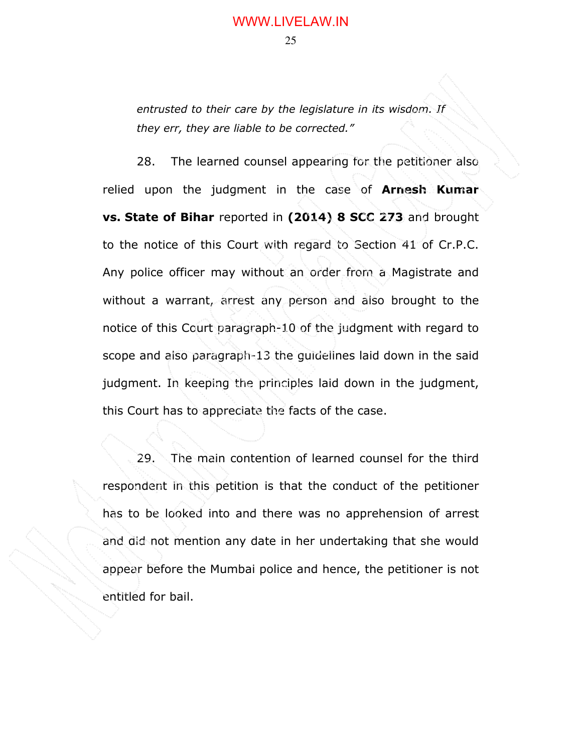*entrusted to their care by the legislature in its wisdom. If they err, they are liable to be corrected."*

28. The learned counsel appearing for the petitioner also relied upon the judgment in the case of **Arnesh Kumar vs. State of Bihar** reported in **(2014) 8 SCC 273** and brought to the notice of this Court with regard to Section 41 of Cr.P.C. Any police officer may without an order from a Magistrate and without a warrant, arrest any person and also brought to the notice of this Court paragraph-10 of the judgment with regard to scope and also paragraph-13 the guidelines laid down in the said judgment. In keeping the principles laid down in the judgment, this Court has to appreciate the facts of the case.

29. The main contention of learned counsel for the third respondent in this petition is that the conduct of the petitioner has to be looked into and there was no apprehension of arrest and did not mention any date in her undertaking that she would appear before the Mumbai police and hence, the petitioner is not entitled for bail.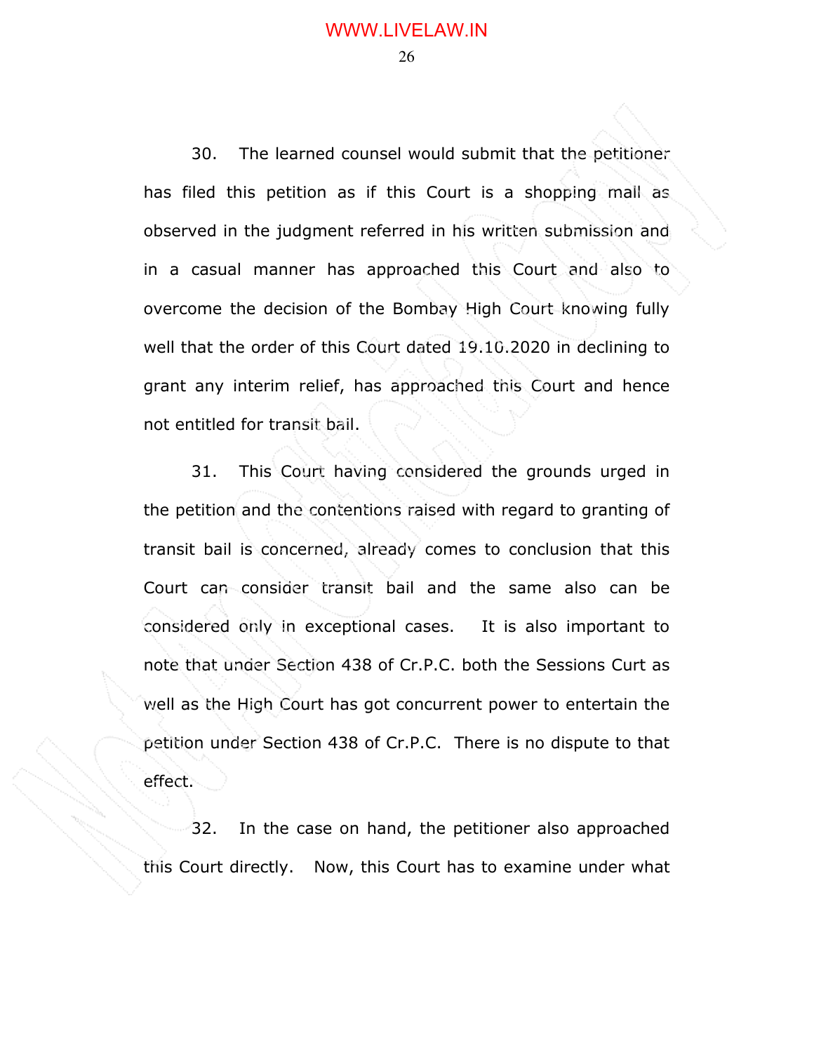30. The learned counsel would submit that the petitioner has filed this petition as if this Court is a shopping mall as observed in the judgment referred in his written submission and in a casual manner has approached this Court and also to overcome the decision of the Bombay High Court knowing fully well that the order of this Court dated 19.10.2020 in declining to grant any interim relief, has approached this Court and hence not entitled for transit bail.

31. This Court having considered the grounds urged in the petition and the contentions raised with regard to granting of transit bail is concerned, already comes to conclusion that this Court can consider transit bail and the same also can be considered only in exceptional cases. It is also important to note that under Section 438 of Cr.P.C. both the Sessions Curt as well as the High Court has got concurrent power to entertain the petition under Section 438 of Cr.P.C. There is no dispute to that effect.

32. In the case on hand, the petitioner also approached this Court directly. Now, this Court has to examine under what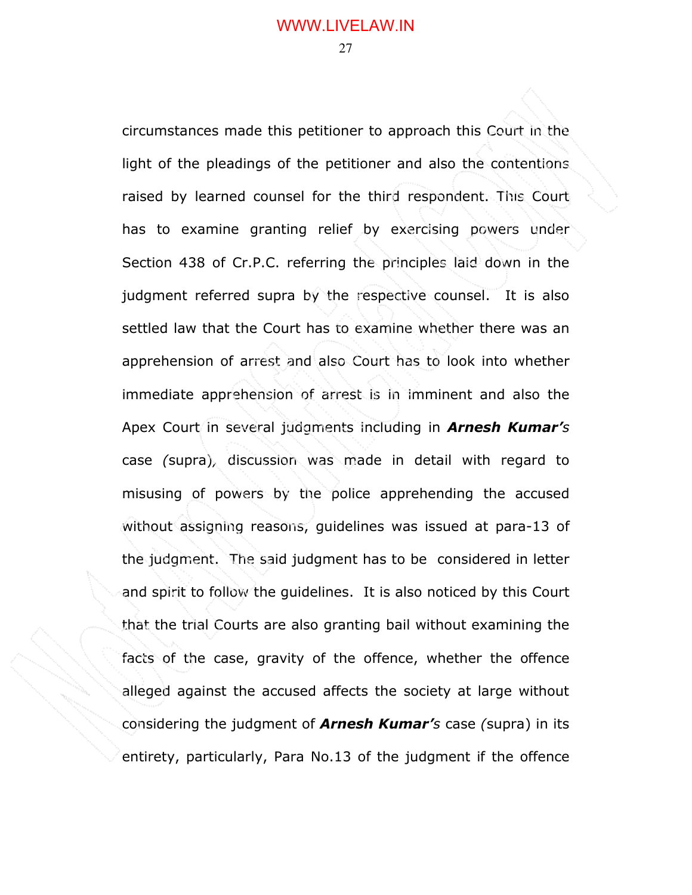circumstances made this petitioner to approach this Court in the light of the pleadings of the petitioner and also the contentions raised by learned counsel for the third respondent. This Court has to examine granting relief by exercising powers under Section 438 of Cr.P.C. referring the principles laid down in the judgment referred supra by the respective counsel. It is also settled law that the Court has to examine whether there was an apprehension of arrest and also Court has to look into whether immediate apprehension of arrest is in imminent and also the Apex Court in several judgments including in ***Arnesh Kumar's*** case *(*supra*)*, discussion was made in detail with regard to misusing of powers by the police apprehending the accused without assigning reasons, guidelines was issued at para-13 of the judgment. The said judgment has to be considered in letter and spirit to follow the guidelines. It is also noticed by this Court that the trial Courts are also granting bail without examining the facts of the case, gravity of the offence, whether the offence alleged against the accused affects the society at large without considering the judgment of ***Arnesh Kumar's*** case *(*supra) in its entirety, particularly, Para No.13 of the judgment if the offence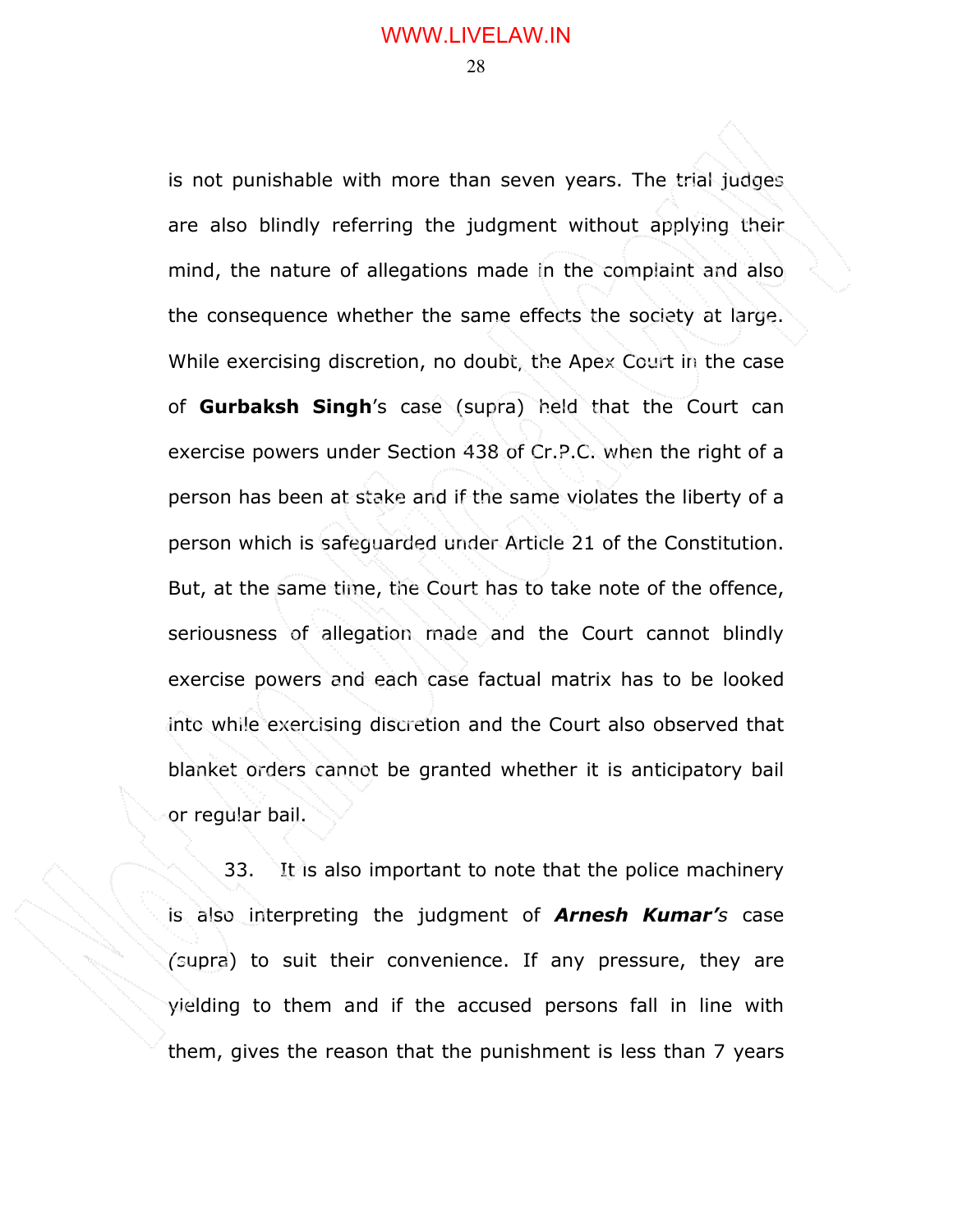is not punishable with more than seven years. The trial judges are also blindly referring the judgment without applying their mind, the nature of allegations made in the complaint and also the consequence whether the same effects the society at large. While exercising discretion, no doubt, the Apex Court in the case of **Gurbaksh Singh**'s case (supra) held that the Court can exercise powers under Section 438 of Cr.P.C. when the right of a person has been at stake and if the same violates the liberty of a person which is safeguarded under Article 21 of the Constitution. But, at the same time, the Court has to take note of the offence, seriousness of allegation made and the Court cannot blindly exercise powers and each case factual matrix has to be looked into while exercising discretion and the Court also observed that blanket orders cannot be granted whether it is anticipatory bail or regular bail.

33. It is also important to note that the police machinery is also interpreting the judgment of ***Arnesh Kumar's*** case (supra) to suit their convenience. If any pressure, they are yielding to them and if the accused persons fall in line with them, gives the reason that the punishment is less than 7 years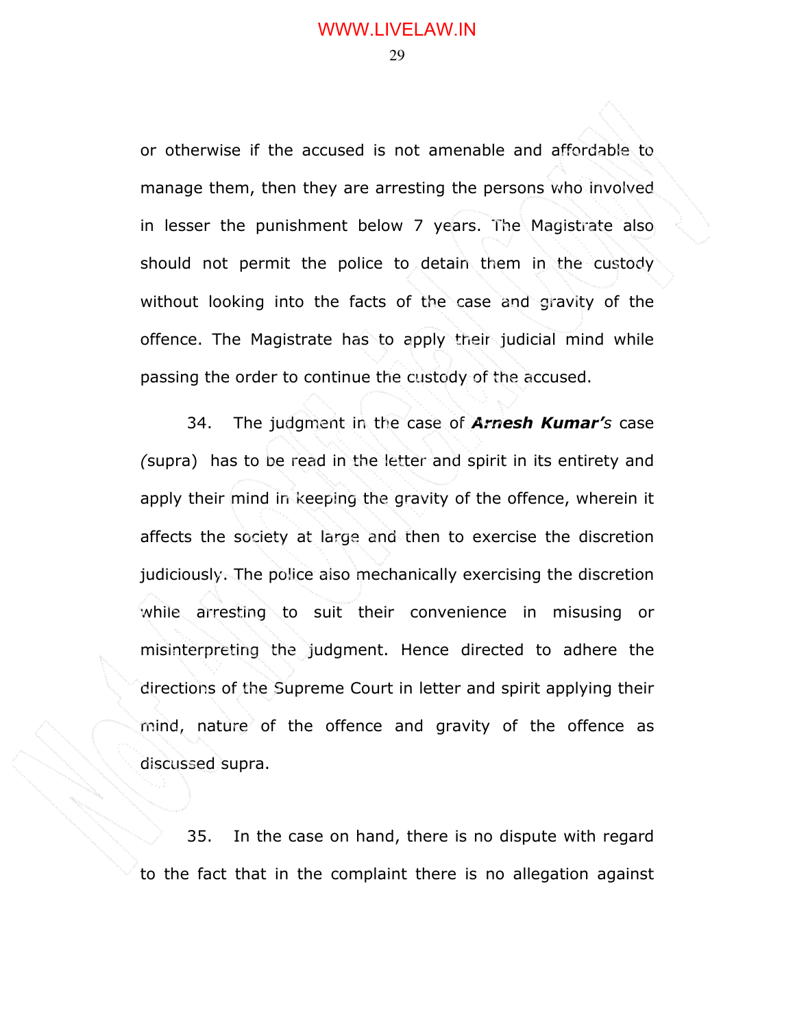or otherwise if the accused is not amenable and affordable to manage them, then they are arresting the persons who involved in lesser the punishment below 7 years. The Magistrate also should not permit the police to detain them in the custody without looking into the facts of the case and gravity of the offence. The Magistrate has to apply their judicial mind while passing the order to continue the custody of the accused.

34. The judgment in the case of ***Arnesh Kumar's*** case *(*supra) has to be read in the letter and spirit in its entirety and apply their mind in keeping the gravity of the offence, wherein it affects the society at large and then to exercise the discretion judiciously. The police also mechanically exercising the discretion while arresting to suit their convenience in misusing or misinterpreting the judgment. Hence directed to adhere the directions of the Supreme Court in letter and spirit applying their mind, nature of the offence and gravity of the offence as discussed supra.

35. In the case on hand, there is no dispute with regard to the fact that in the complaint there is no allegation against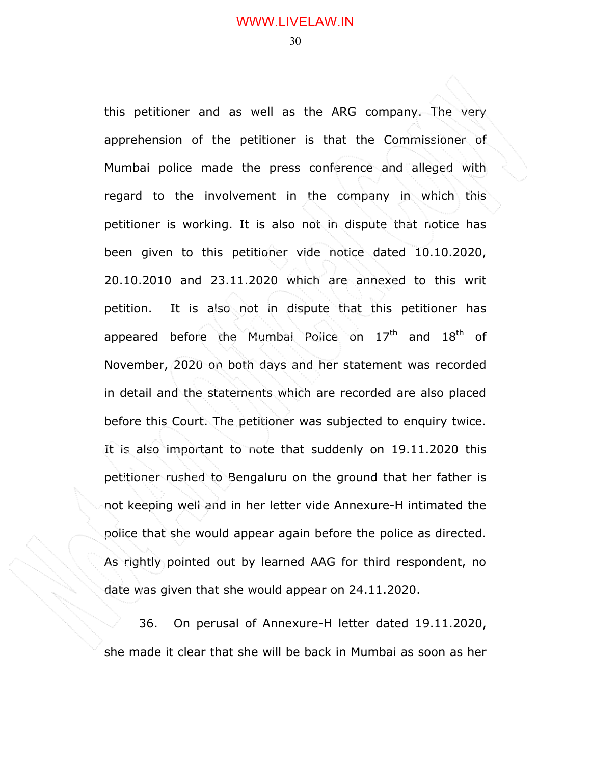this petitioner and as well as the ARG company. The very apprehension of the petitioner is that the Commissioner of Mumbai police made the press conference and alleged with regard to the involvement in the company in which this petitioner is working. It is also not in dispute that notice has been given to this petitioner vide notice dated 10.10.2020, 20.10.2010 and 23.11.2020 which are annexed to this writ petition. It is also not in dispute that this petitioner has appeared before the Mumbai Police on 17th and 18th of November, 2020 on both days and her statement was recorded in detail and the statements which are recorded are also placed before this Court. The petitioner was subjected to enquiry twice. It is also important to note that suddenly on 19.11.2020 this petitioner rushed to Bengaluru on the ground that her father is not keeping well and in her letter vide Annexure-H intimated the police that she would appear again before the police as directed. As rightly pointed out by learned AAG for third respondent, no date was given that she would appear on 24.11.2020.

36. On perusal of Annexure-H letter dated 19.11.2020, she made it clear that she will be back in Mumbai as soon as her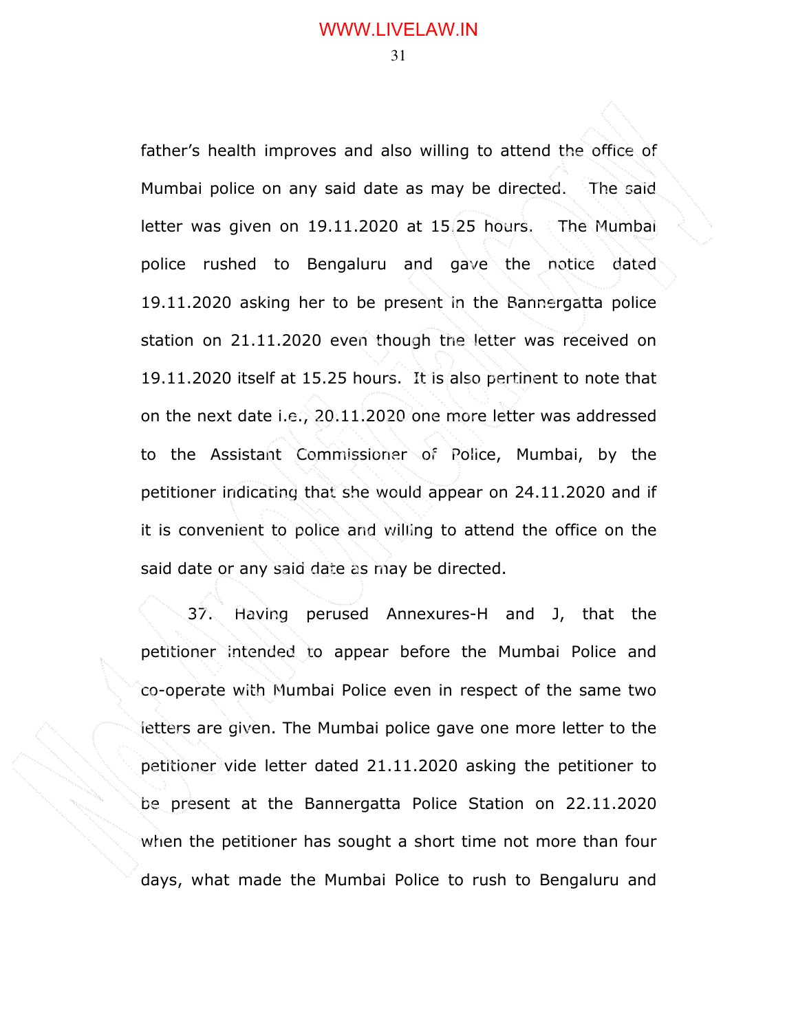father's health improves and also willing to attend the office of Mumbai police on any said date as may be directed. The said letter was given on 19.11.2020 at 15.25 hours. The Mumbai police rushed to Bengaluru and gave the notice dated 19.11.2020 asking her to be present in the Bannergatta police station on 21.11.2020 even though the letter was received on 19.11.2020 itself at 15.25 hours. It is also pertinent to note that on the next date i.e., 20.11.2020 one more letter was addressed to the Assistant Commissioner of Police, Mumbai, by the petitioner indicating that she would appear on 24.11.2020 and if it is convenient to police and willing to attend the office on the said date or any said date as may be directed.

37. Having perused Annexures-H and J, that the petitioner intended to appear before the Mumbai Police and co-operate with Mumbai Police even in respect of the same two letters are given. The Mumbai police gave one more letter to the petitioner vide letter dated 21.11.2020 asking the petitioner to be present at the Bannergatta Police Station on 22.11.2020 when the petitioner has sought a short time not more than four days, what made the Mumbai Police to rush to Bengaluru and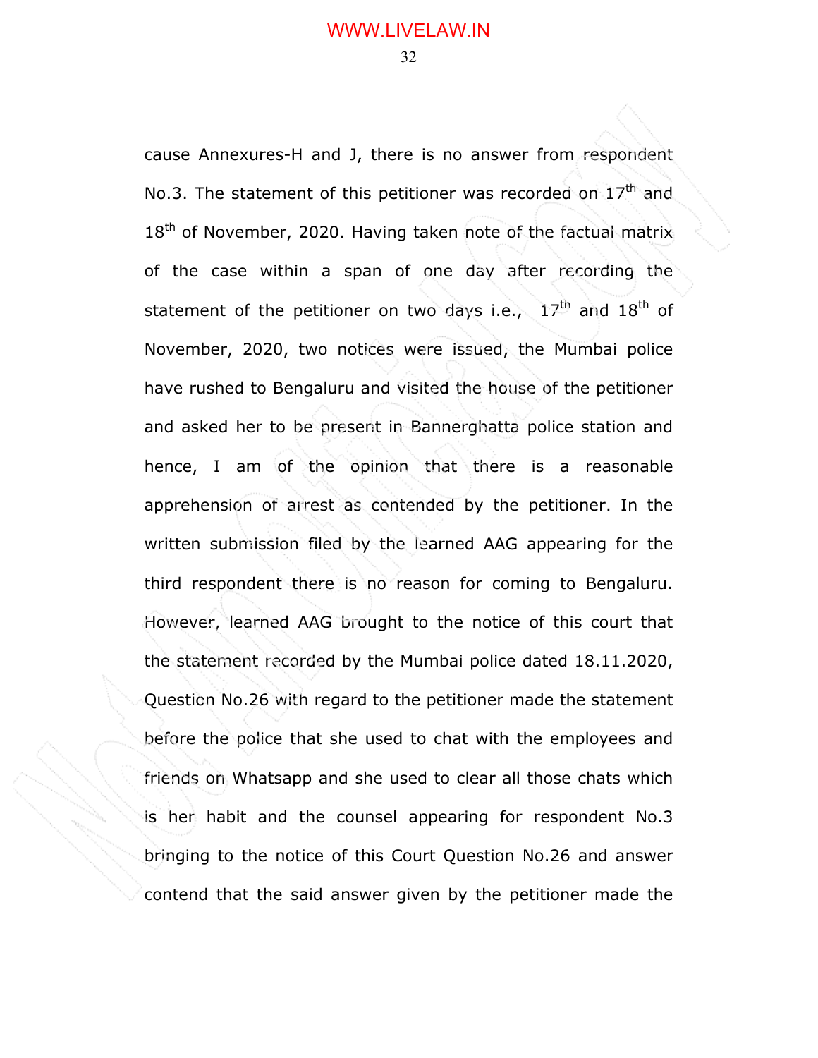cause Annexures-H and J, there is no answer from respondent No.3. The statement of this petitioner was recorded on 17th and 18th of November, 2020. Having taken note of the factual matrix of the case within a span of one day after recording the statement of the petitioner on two days i.e., 17th and 18th of November, 2020, two notices were issued, the Mumbai police have rushed to Bengaluru and visited the house of the petitioner and asked her to be present in Bannerghatta police station and hence, I am of the opinion that there is a reasonable apprehension of arrest as contended by the petitioner. In the written submission filed by the learned AAG appearing for the third respondent there is no reason for coming to Bengaluru. However, learned AAG brought to the notice of this court that the statement recorded by the Mumbai police dated 18.11.2020, Question No.26 with regard to the petitioner made the statement before the police that she used to chat with the employees and friends on Whatsapp and she used to clear all those chats which is her habit and the counsel appearing for respondent No.3 bringing to the notice of this Court Question No.26 and answer contend that the said answer given by the petitioner made the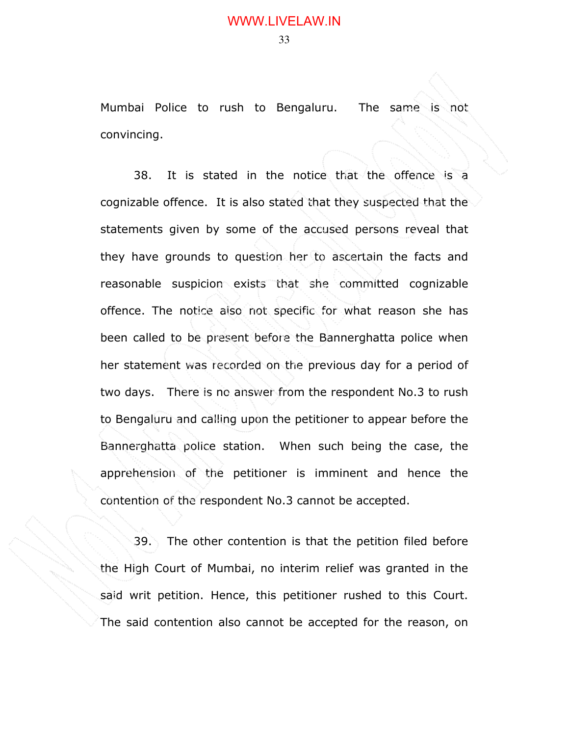Mumbai Police to rush to Bengaluru. The same is not convincing.

38. It is stated in the notice that the offence is a cognizable offence. It is also stated that they suspected that the statements given by some of the accused persons reveal that they have grounds to question her to ascertain the facts and reasonable suspicion exists that she committed cognizable offence. The notice also not specific for what reason she has been called to be present before the Bannerghatta police when her statement was recorded on the previous day for a period of two days. There is no answer from the respondent No.3 to rush to Bengaluru and calling upon the petitioner to appear before the Bannerghatta police station. When such being the case, the apprehension of the petitioner is imminent and hence the contention of the respondent No.3 cannot be accepted.

39. The other contention is that the petition filed before the High Court of Mumbai, no interim relief was granted in the said writ petition. Hence, this petitioner rushed to this Court. The said contention also cannot be accepted for the reason, on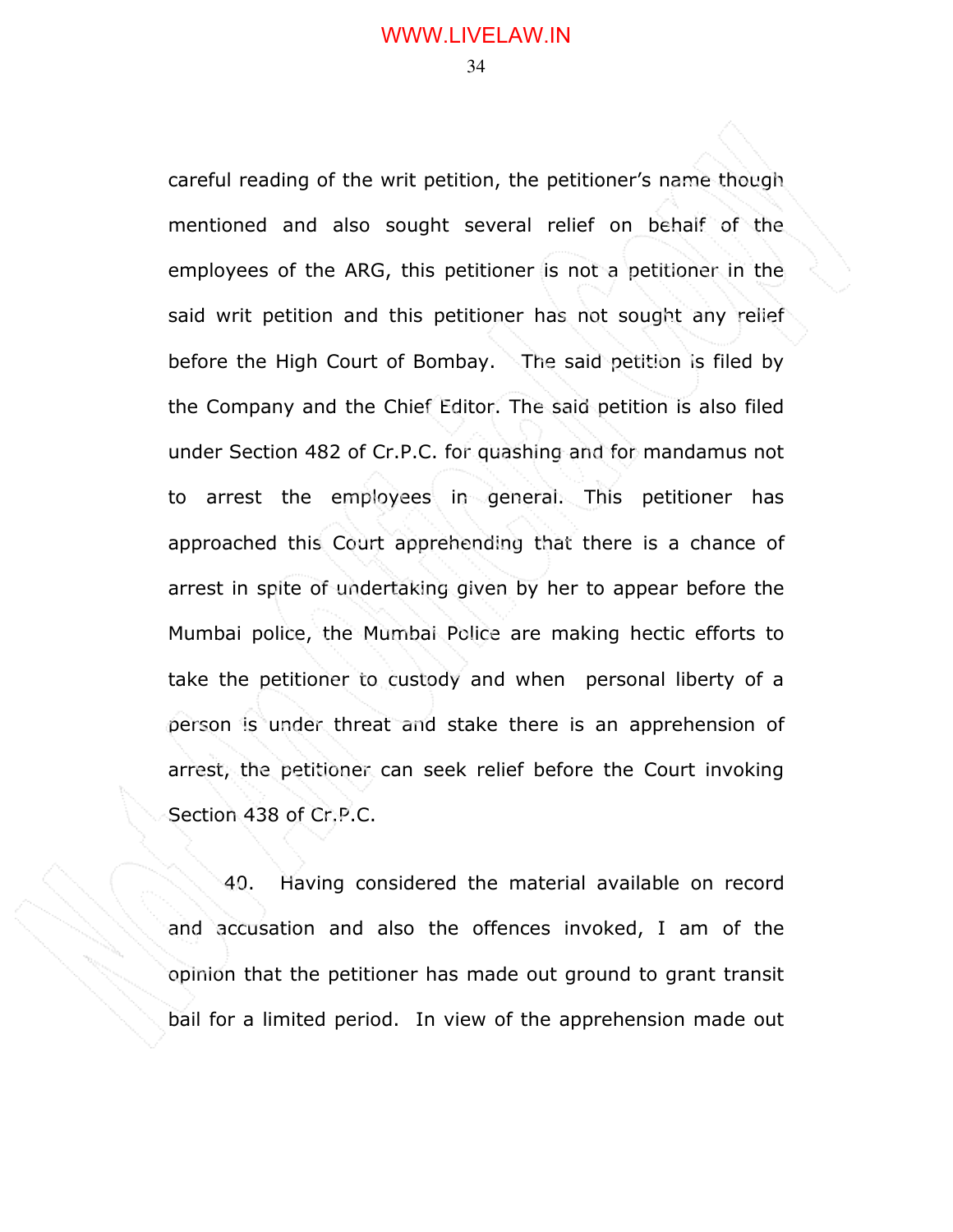careful reading of the writ petition, the petitioner's name though mentioned and also sought several relief on behalf of the employees of the ARG, this petitioner is not a petitioner in the said writ petition and this petitioner has not sought any relief before the High Court of Bombay. The said petition is filed by the Company and the Chief Editor. The said petition is also filed under Section 482 of Cr.P.C. for quashing and for mandamus not to arrest the employees in general. This petitioner has approached this Court apprehending that there is a chance of arrest in spite of undertaking given by her to appear before the Mumbai police, the Mumbai Police are making hectic efforts to take the petitioner to custody and when personal liberty of a person is under threat and stake there is an apprehension of arrest, the petitioner can seek relief before the Court invoking Section 438 of Cr.P.C.

40. Having considered the material available on record and accusation and also the offences invoked, I am of the opinion that the petitioner has made out ground to grant transit bail for a limited period. In view of the apprehension made out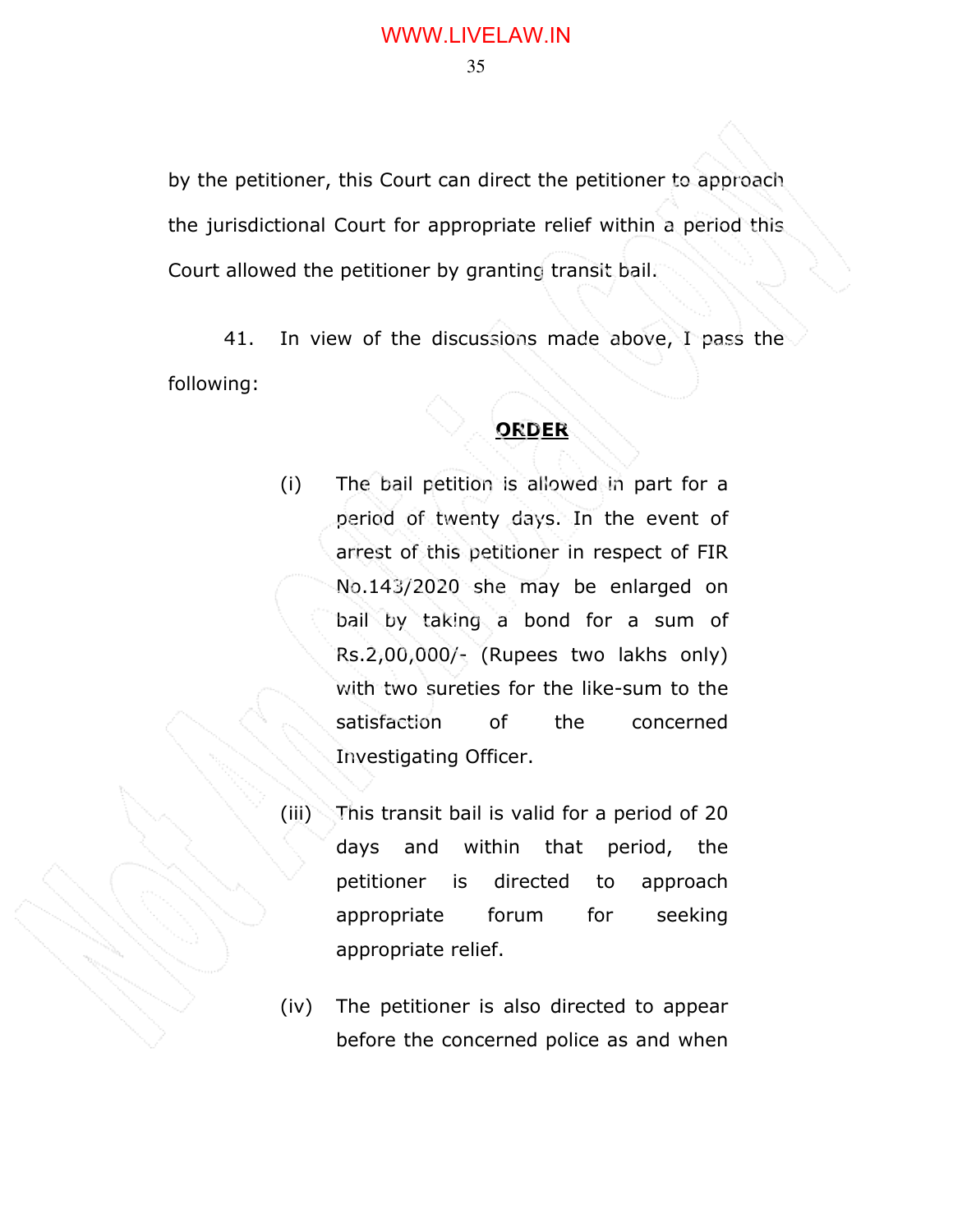by the petitioner, this Court can direct the petitioner to approach the jurisdictional Court for appropriate relief within a period this Court allowed the petitioner by granting transit bail.

41. In view of the discussions made above, I pass the following:

**ORDER**

(i) The bail petition is allowed in part for a period of twenty days. In the event of arrest of this petitioner in respect of FIR No.143/2020 she may be enlarged on bail by taking a bond for a sum of Rs.2,00,000/- (Rupees two lakhs only) with two sureties for the like-sum to the satisfaction of the concerned Investigating Officer.

(iii) This transit bail is valid for a period of 20 days and within that period, the petitioner is directed to approach appropriate forum for seeking appropriate relief.

(iv) The petitioner is also directed to appear before the concerned police as and when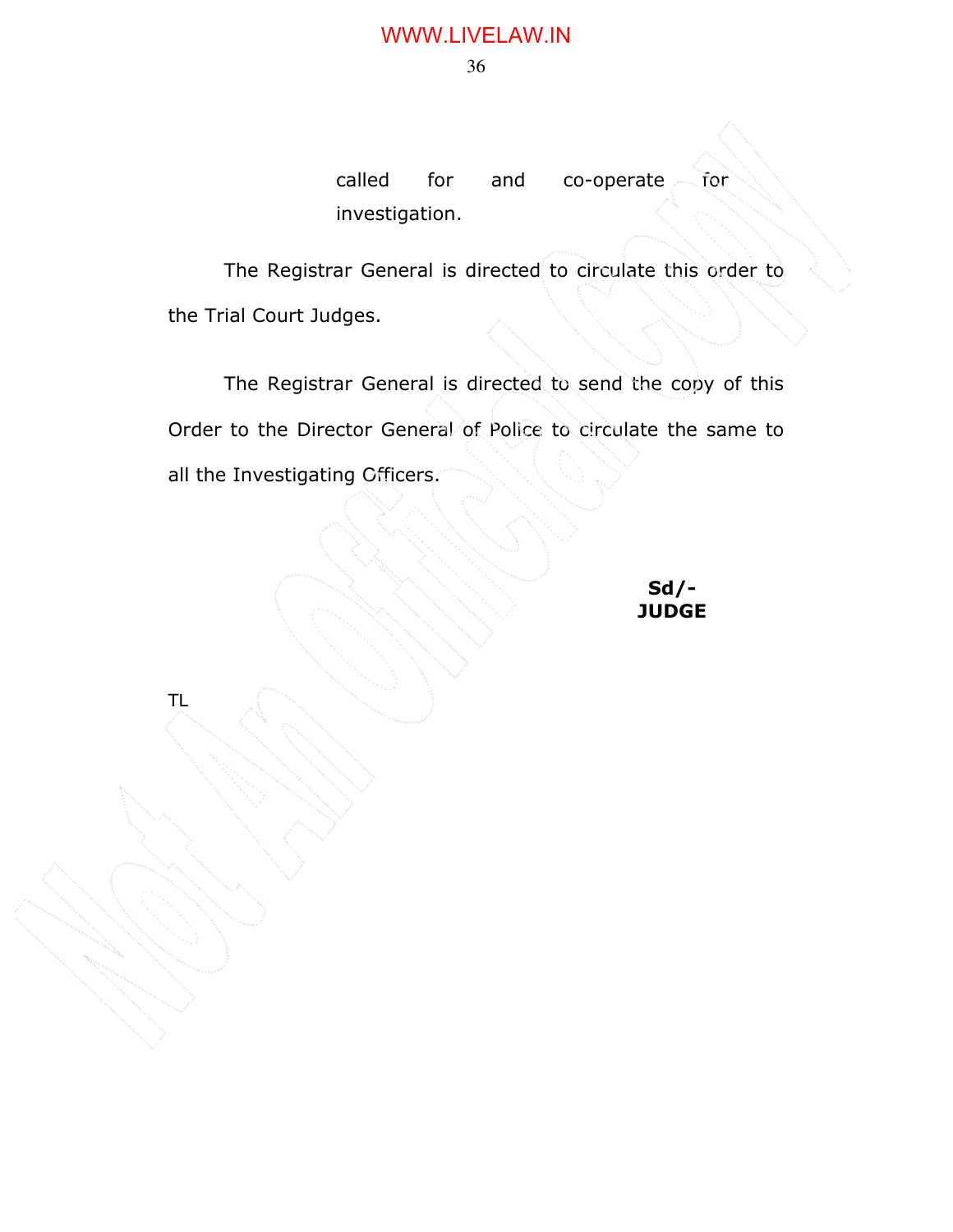called for and co-operate for investigation.

The Registrar General is directed to circulate this order to the Trial Court Judges.

The Registrar General is directed to send the copy of this Order to the Director General of Police to circulate the same to all the Investigating Officers.

**Sd/-**
**JUDGE**

TL